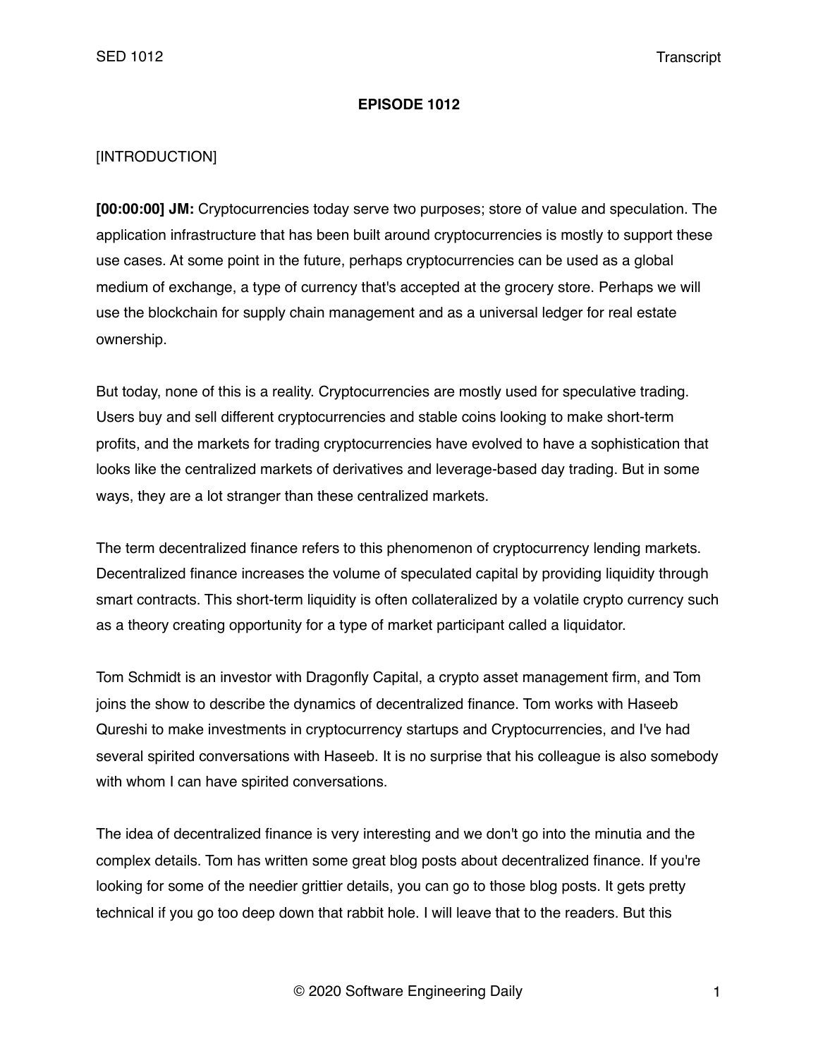**EPISODE 1012**

[INTRODUCTION]

**[00:00:00] JM:** Cryptocurrencies today serve two purposes; store of value and speculation. The application infrastructure that has been built around cryptocurrencies is mostly to support these use cases. At some point in the future, perhaps cryptocurrencies can be used as a global medium of exchange, a type of currency that's accepted at the grocery store. Perhaps we will use the blockchain for supply chain management and as a universal ledger for real estate ownership.

But today, none of this is a reality. Cryptocurrencies are mostly used for speculative trading. Users buy and sell different cryptocurrencies and stable coins looking to make short-term profits, and the markets for trading cryptocurrencies have evolved to have a sophistication that looks like the centralized markets of derivatives and leverage-based day trading. But in some ways, they are a lot stranger than these centralized markets.

The term decentralized finance refers to this phenomenon of cryptocurrency lending markets. Decentralized finance increases the volume of speculated capital by providing liquidity through smart contracts. This short-term liquidity is often collateralized by a volatile crypto currency such as a theory creating opportunity for a type of market participant called a liquidator.

Tom Schmidt is an investor with Dragonfly Capital, a crypto asset management firm, and Tom joins the show to describe the dynamics of decentralized finance. Tom works with Haseeb Qureshi to make investments in cryptocurrency startups and Cryptocurrencies, and I've had several spirited conversations with Haseeb. It is no surprise that his colleague is also somebody with whom I can have spirited conversations.

The idea of decentralized finance is very interesting and we don't go into the minutia and the complex details. Tom has written some great blog posts about decentralized finance. If you're looking for some of the needier grittier details, you can go to those blog posts. It gets pretty technical if you go too deep down that rabbit hole. I will leave that to the readers. But this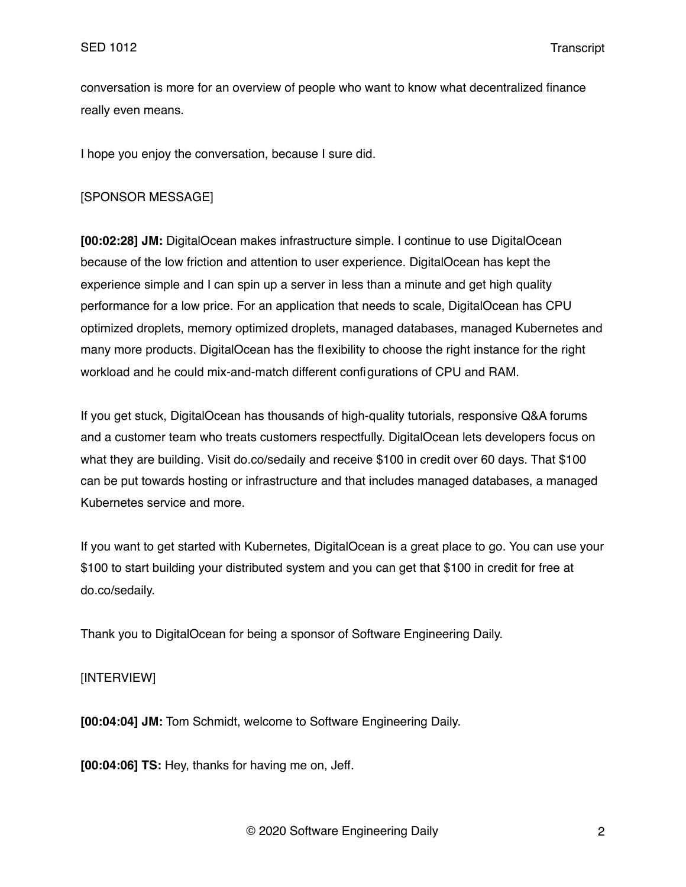conversation is more for an overview of people who want to know what decentralized finance really even means.

I hope you enjoy the conversation, because I sure did.

[SPONSOR MESSAGE]

**[00:02:28] JM:** DigitalOcean makes infrastructure simple. I continue to use DigitalOcean because of the low friction and attention to user experience. DigitalOcean has kept the experience simple and I can spin up a server in less than a minute and get high quality performance for a low price. For an application that needs to scale, DigitalOcean has CPU optimized droplets, memory optimized droplets, managed databases, managed Kubernetes and many more products. DigitalOcean has the flexibility to choose the right instance for the right workload and he could mix-and-match different configurations of CPU and RAM.

If you get stuck, DigitalOcean has thousands of high-quality tutorials, responsive Q&A forums and a customer team who treats customers respectfully. DigitalOcean lets developers focus on what they are building. Visit do.co/sedaily and receive $100 in credit over 60 days. That $100 can be put towards hosting or infrastructure and that includes managed databases, a managed Kubernetes service and more.

If you want to get started with Kubernetes, DigitalOcean is a great place to go. You can use your $100 to start building your distributed system and you can get that $100 in credit for free at do.co/sedaily.

Thank you to DigitalOcean for being a sponsor of Software Engineering Daily.

[INTERVIEW]

**[00:04:04] JM:** Tom Schmidt, welcome to Software Engineering Daily.

**[00:04:06] TS:** Hey, thanks for having me on, Jeff.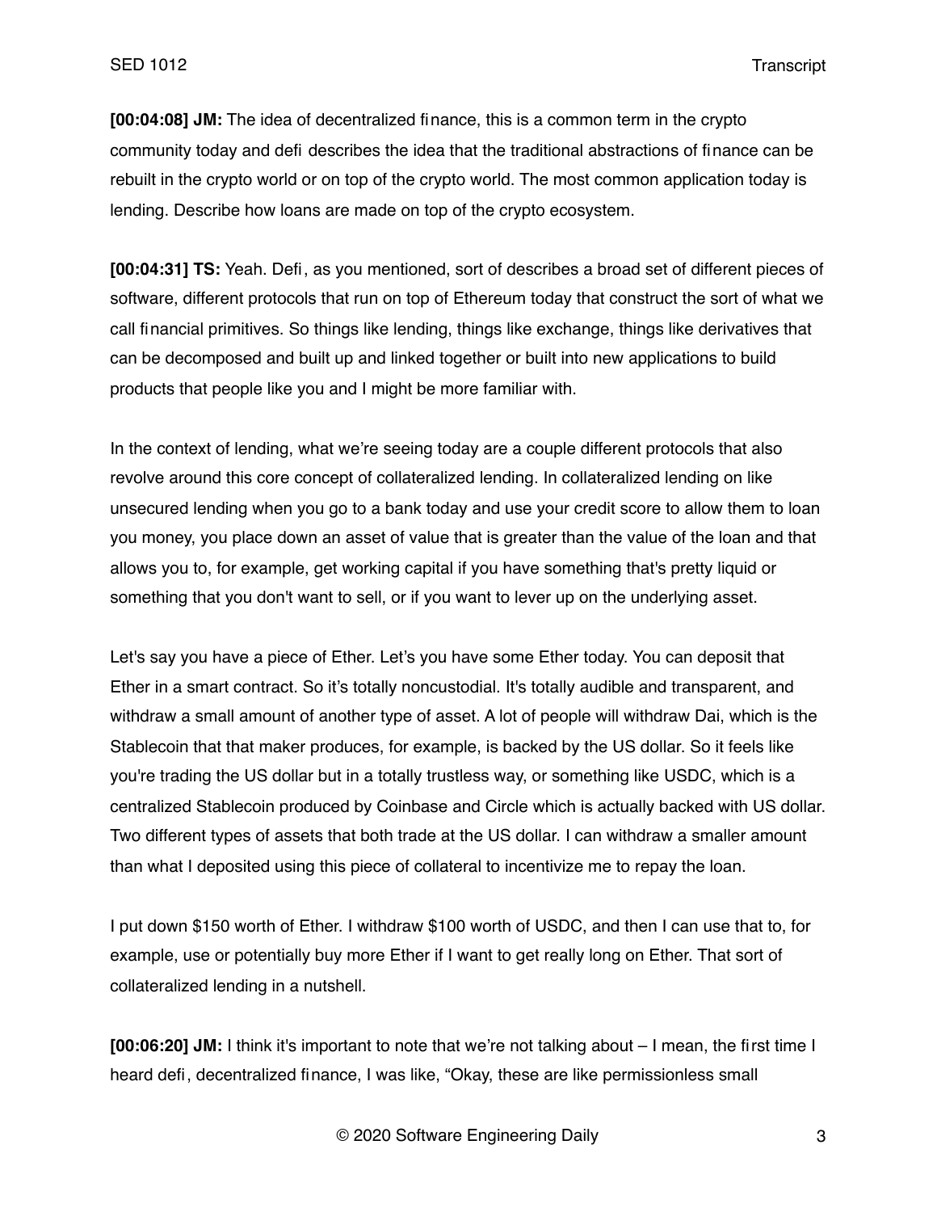**[00:04:08] JM:** The idea of decentralized finance, this is a common term in the crypto community today and defi describes the idea that the traditional abstractions of finance can be rebuilt in the crypto world or on top of the crypto world. The most common application today is lending. Describe how loans are made on top of the crypto ecosystem.

**[00:04:31] TS:** Yeah. Defi, as you mentioned, sort of describes a broad set of different pieces of software, different protocols that run on top of Ethereum today that construct the sort of what we call financial primitives. So things like lending, things like exchange, things like derivatives that can be decomposed and built up and linked together or built into new applications to build products that people like you and I might be more familiar with.

In the context of lending, what we're seeing today are a couple different protocols that also revolve around this core concept of collateralized lending. In collateralized lending on like unsecured lending when you go to a bank today and use your credit score to allow them to loan you money, you place down an asset of value that is greater than the value of the loan and that allows you to, for example, get working capital if you have something that's pretty liquid or something that you don't want to sell, or if you want to lever up on the underlying asset.

Let's say you have a piece of Ether. Let's you have some Ether today. You can deposit that Ether in a smart contract. So it's totally noncustodial. It's totally audible and transparent, and withdraw a small amount of another type of asset. A lot of people will withdraw Dai, which is the Stablecoin that that maker produces, for example, is backed by the US dollar. So it feels like you're trading the US dollar but in a totally trustless way, or something like USDC, which is a centralized Stablecoin produced by Coinbase and Circle which is actually backed with US dollar. Two different types of assets that both trade at the US dollar. I can withdraw a smaller amount than what I deposited using this piece of collateral to incentivize me to repay the loan.

I put down $150 worth of Ether. I withdraw $100 worth of USDC, and then I can use that to, for example, use or potentially buy more Ether if I want to get really long on Ether. That sort of collateralized lending in a nutshell.

**[00:06:20] JM:** I think it's important to note that we're not talking about – I mean, the first time I heard defi, decentralized finance, I was like, "Okay, these are like permissionless small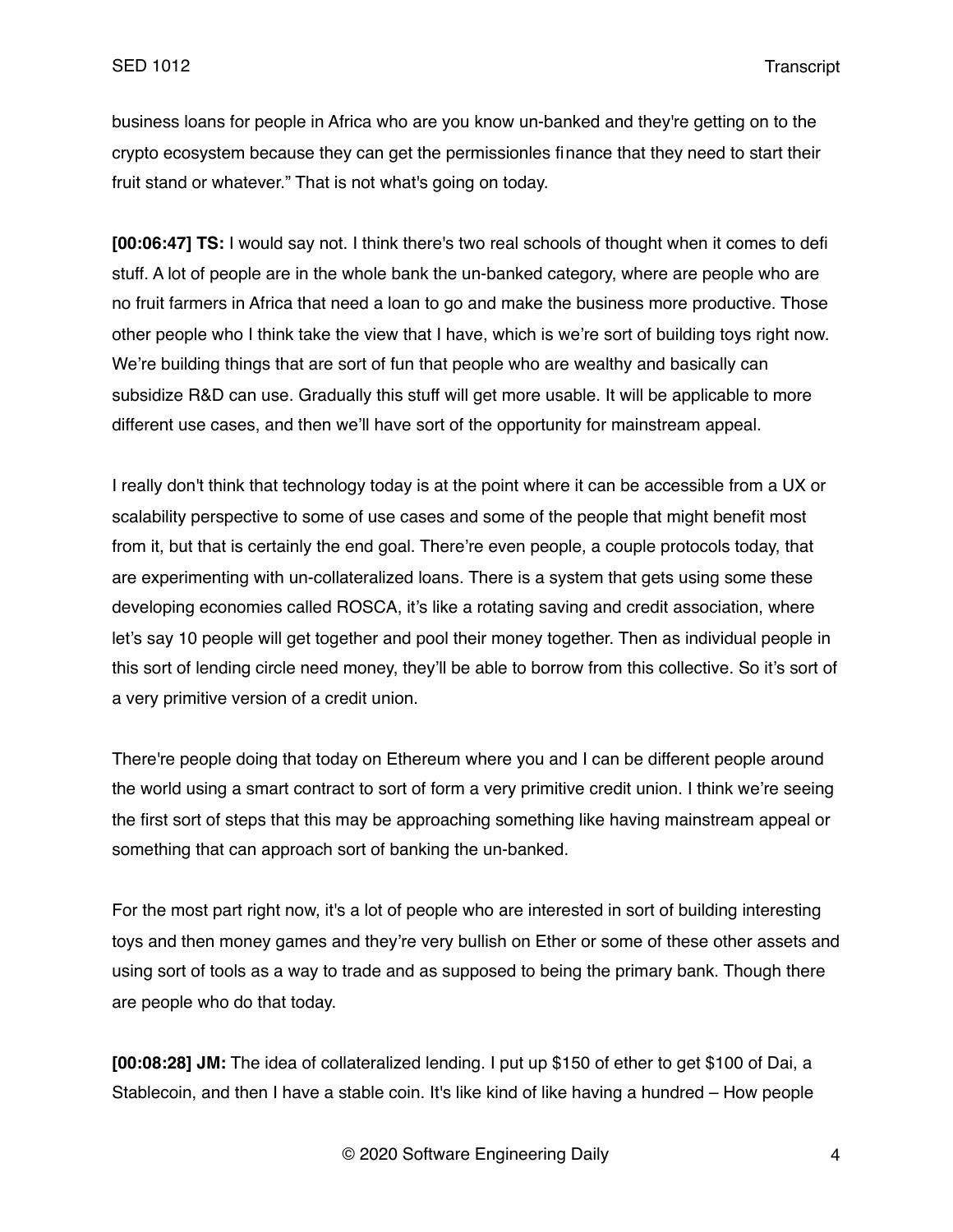business loans for people in Africa who are you know un-banked and they're getting on to the crypto ecosystem because they can get the permissionles finance that they need to start their fruit stand or whatever." That is not what's going on today.

**[00:06:47] TS:** I would say not. I think there's two real schools of thought when it comes to defi stuff. A lot of people are in the whole bank the un-banked category, where are people who are no fruit farmers in Africa that need a loan to go and make the business more productive. Those other people who I think take the view that I have, which is we're sort of building toys right now. We're building things that are sort of fun that people who are wealthy and basically can subsidize R&D can use. Gradually this stuff will get more usable. It will be applicable to more different use cases, and then we'll have sort of the opportunity for mainstream appeal.

I really don't think that technology today is at the point where it can be accessible from a UX or scalability perspective to some of use cases and some of the people that might benefit most from it, but that is certainly the end goal. There're even people, a couple protocols today, that are experimenting with un-collateralized loans. There is a system that gets using some these developing economies called ROSCA, it's like a rotating saving and credit association, where let's say 10 people will get together and pool their money together. Then as individual people in this sort of lending circle need money, they'll be able to borrow from this collective. So it's sort of a very primitive version of a credit union.

There're people doing that today on Ethereum where you and I can be different people around the world using a smart contract to sort of form a very primitive credit union. I think we're seeing the first sort of steps that this may be approaching something like having mainstream appeal or something that can approach sort of banking the un-banked.

For the most part right now, it's a lot of people who are interested in sort of building interesting toys and then money games and they're very bullish on Ether or some of these other assets and using sort of tools as a way to trade and as supposed to being the primary bank. Though there are people who do that today.

**[00:08:28] JM:** The idea of collateralized lending. I put up $150 of ether to get $100 of Dai, a Stablecoin, and then I have a stable coin. It's like kind of like having a hundred – How people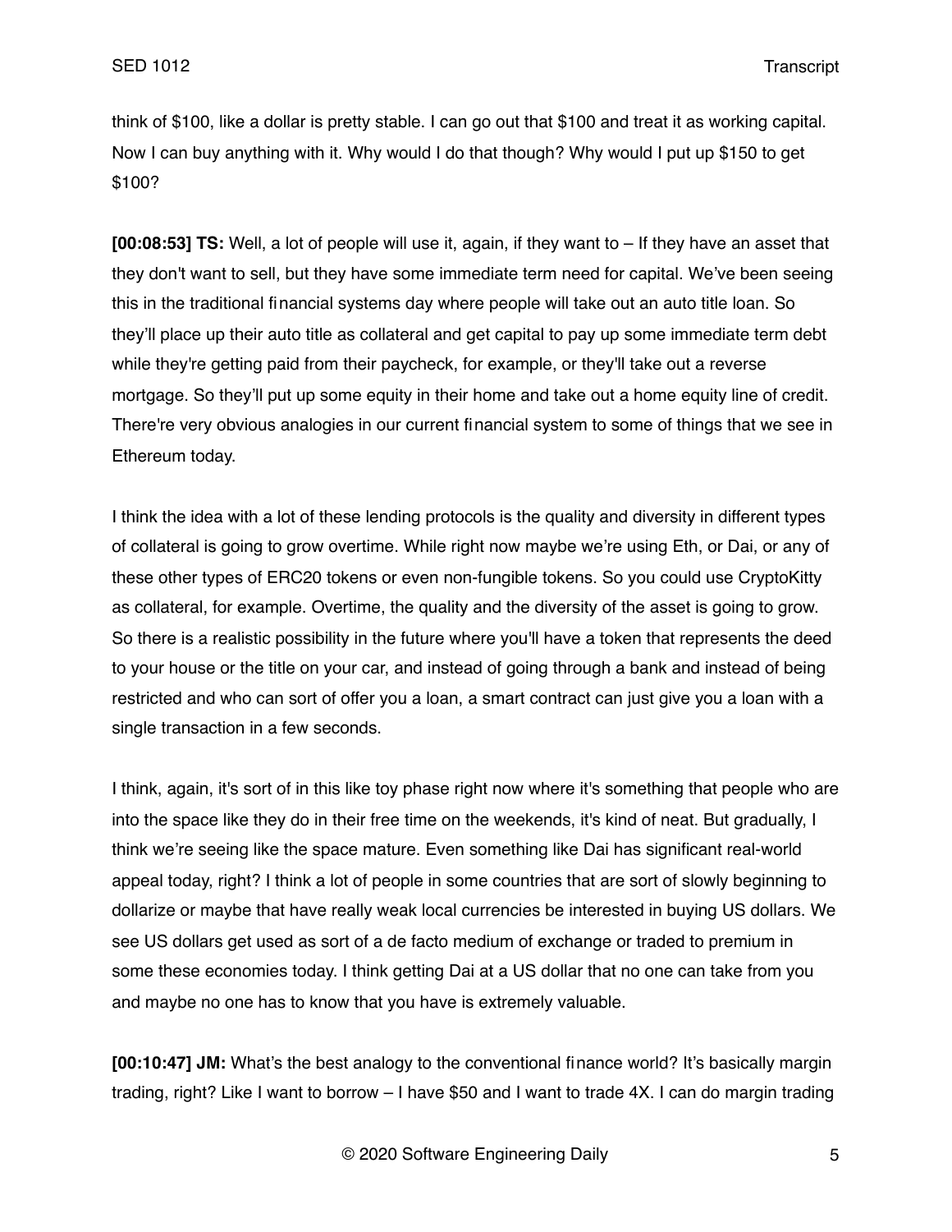think of $100, like a dollar is pretty stable. I can go out that $100 and treat it as working capital. Now I can buy anything with it. Why would I do that though? Why would I put up $150 to get $100?

**[00:08:53] TS:** Well, a lot of people will use it, again, if they want to – If they have an asset that they don't want to sell, but they have some immediate term need for capital. We've been seeing this in the traditional financial systems day where people will take out an auto title loan. So they'll place up their auto title as collateral and get capital to pay up some immediate term debt while they're getting paid from their paycheck, for example, or they'll take out a reverse mortgage. So they'll put up some equity in their home and take out a home equity line of credit. There're very obvious analogies in our current financial system to some of things that we see in Ethereum today.

I think the idea with a lot of these lending protocols is the quality and diversity in different types of collateral is going to grow overtime. While right now maybe we're using Eth, or Dai, or any of these other types of ERC20 tokens or even non-fungible tokens. So you could use CryptoKitty as collateral, for example. Overtime, the quality and the diversity of the asset is going to grow. So there is a realistic possibility in the future where you'll have a token that represents the deed to your house or the title on your car, and instead of going through a bank and instead of being restricted and who can sort of offer you a loan, a smart contract can just give you a loan with a single transaction in a few seconds.

I think, again, it's sort of in this like toy phase right now where it's something that people who are into the space like they do in their free time on the weekends, it's kind of neat. But gradually, I think we're seeing like the space mature. Even something like Dai has significant real-world appeal today, right? I think a lot of people in some countries that are sort of slowly beginning to dollarize or maybe that have really weak local currencies be interested in buying US dollars. We see US dollars get used as sort of a de facto medium of exchange or traded to premium in some these economies today. I think getting Dai at a US dollar that no one can take from you and maybe no one has to know that you have is extremely valuable.

**[00:10:47] JM:** What's the best analogy to the conventional finance world? It's basically margin trading, right? Like I want to borrow – I have $50 and I want to trade 4X. I can do margin trading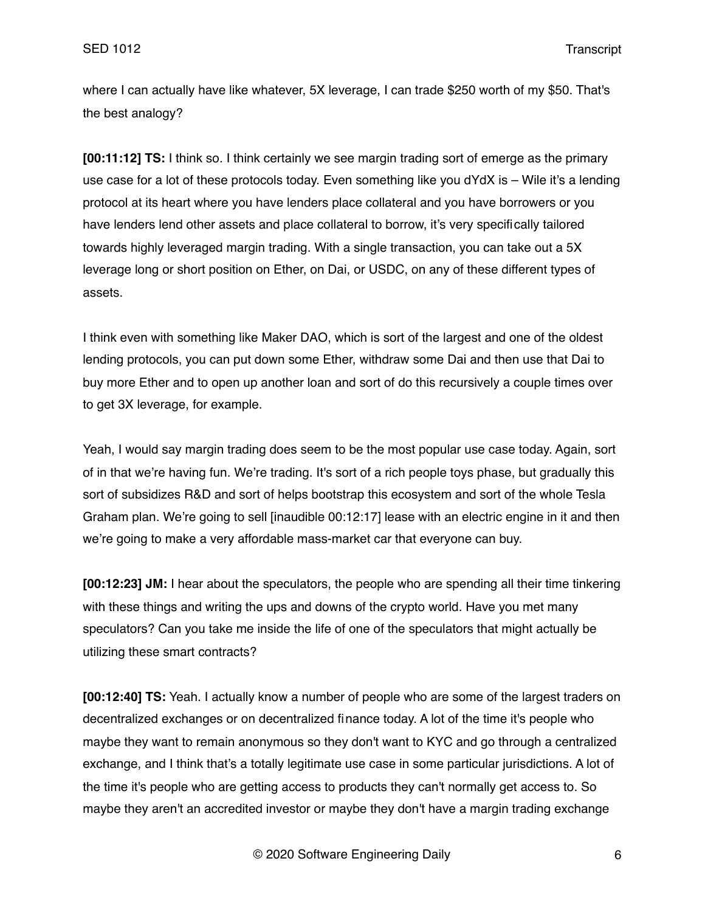where I can actually have like whatever, 5X leverage, I can trade $250 worth of my $50. That's the best analogy?

**[00:11:12] TS:** I think so. I think certainly we see margin trading sort of emerge as the primary use case for a lot of these protocols today. Even something like you dYdX is – Wile it's a lending protocol at its heart where you have lenders place collateral and you have borrowers or you have lenders lend other assets and place collateral to borrow, it's very specifically tailored towards highly leveraged margin trading. With a single transaction, you can take out a 5X leverage long or short position on Ether, on Dai, or USDC, on any of these different types of assets.

I think even with something like Maker DAO, which is sort of the largest and one of the oldest lending protocols, you can put down some Ether, withdraw some Dai and then use that Dai to buy more Ether and to open up another loan and sort of do this recursively a couple times over to get 3X leverage, for example.

Yeah, I would say margin trading does seem to be the most popular use case today. Again, sort of in that we're having fun. We're trading. It's sort of a rich people toys phase, but gradually this sort of subsidizes R&D and sort of helps bootstrap this ecosystem and sort of the whole Tesla Graham plan. We're going to sell [inaudible 00:12:17] lease with an electric engine in it and then we're going to make a very affordable mass-market car that everyone can buy.

**[00:12:23] JM:** I hear about the speculators, the people who are spending all their time tinkering with these things and writing the ups and downs of the crypto world. Have you met many speculators? Can you take me inside the life of one of the speculators that might actually be utilizing these smart contracts?

**[00:12:40] TS:** Yeah. I actually know a number of people who are some of the largest traders on decentralized exchanges or on decentralized finance today. A lot of the time it's people who maybe they want to remain anonymous so they don't want to KYC and go through a centralized exchange, and I think that's a totally legitimate use case in some particular jurisdictions. A lot of the time it's people who are getting access to products they can't normally get access to. So maybe they aren't an accredited investor or maybe they don't have a margin trading exchange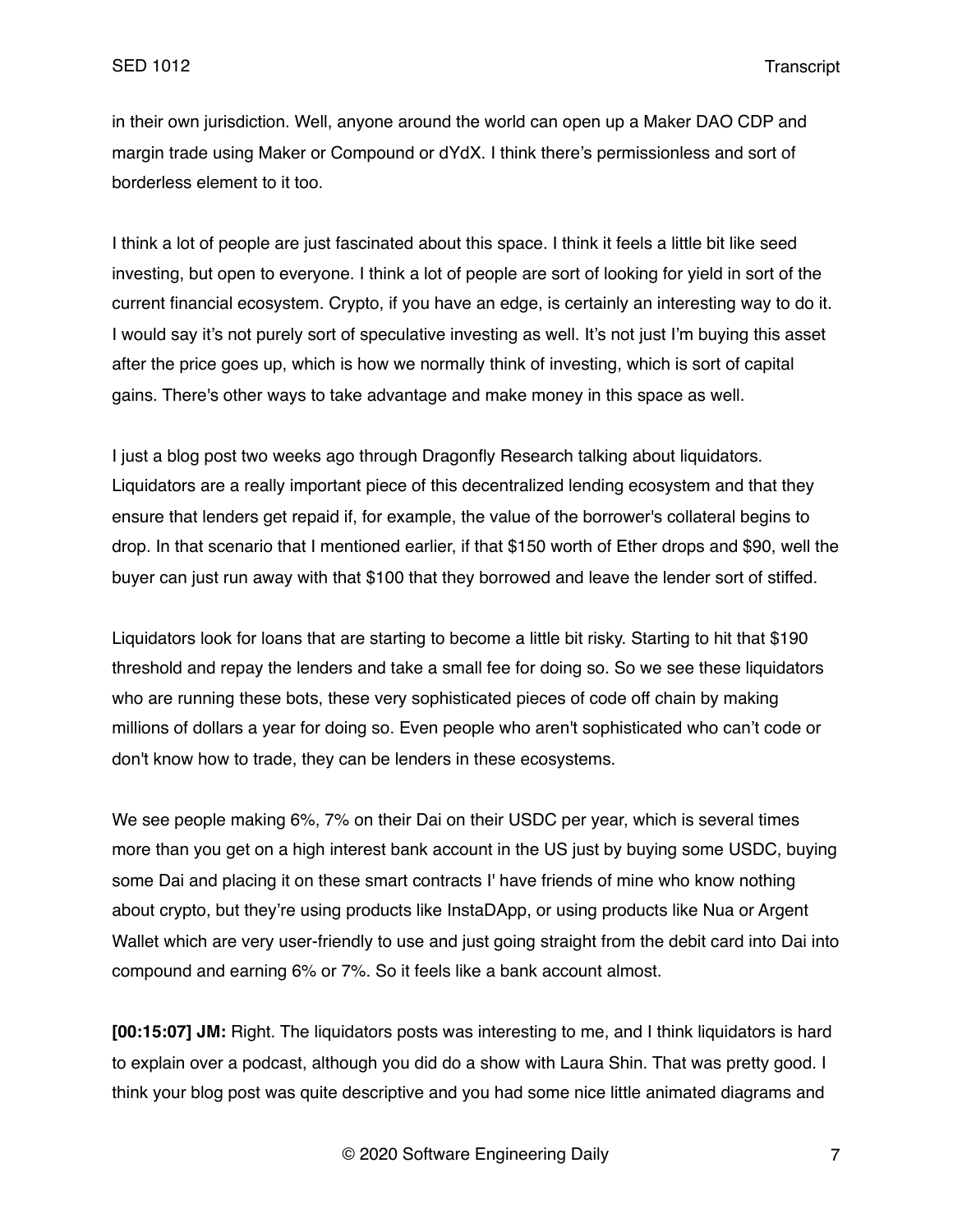in their own jurisdiction. Well, anyone around the world can open up a Maker DAO CDP and margin trade using Maker or Compound or dYdX. I think there's permissionless and sort of borderless element to it too.

I think a lot of people are just fascinated about this space. I think it feels a little bit like seed investing, but open to everyone. I think a lot of people are sort of looking for yield in sort of the current financial ecosystem. Crypto, if you have an edge, is certainly an interesting way to do it. I would say it's not purely sort of speculative investing as well. It's not just I'm buying this asset after the price goes up, which is how we normally think of investing, which is sort of capital gains. There's other ways to take advantage and make money in this space as well.

I just a blog post two weeks ago through Dragonfly Research talking about liquidators. Liquidators are a really important piece of this decentralized lending ecosystem and that they ensure that lenders get repaid if, for example, the value of the borrower's collateral begins to drop. In that scenario that I mentioned earlier, if that $150 worth of Ether drops and $90, well the buyer can just run away with that $100 that they borrowed and leave the lender sort of stiffed.

Liquidators look for loans that are starting to become a little bit risky. Starting to hit that $190 threshold and repay the lenders and take a small fee for doing so. So we see these liquidators who are running these bots, these very sophisticated pieces of code off chain by making millions of dollars a year for doing so. Even people who aren't sophisticated who can't code or don't know how to trade, they can be lenders in these ecosystems.

We see people making 6%, 7% on their Dai on their USDC per year, which is several times more than you get on a high interest bank account in the US just by buying some USDC, buying some Dai and placing it on these smart contracts I' have friends of mine who know nothing about crypto, but they're using products like InstaDApp, or using products like Nua or Argent Wallet which are very user-friendly to use and just going straight from the debit card into Dai into compound and earning 6% or 7%. So it feels like a bank account almost.

**[00:15:07] JM:** Right. The liquidators posts was interesting to me, and I think liquidators is hard to explain over a podcast, although you did do a show with Laura Shin. That was pretty good. I think your blog post was quite descriptive and you had some nice little animated diagrams and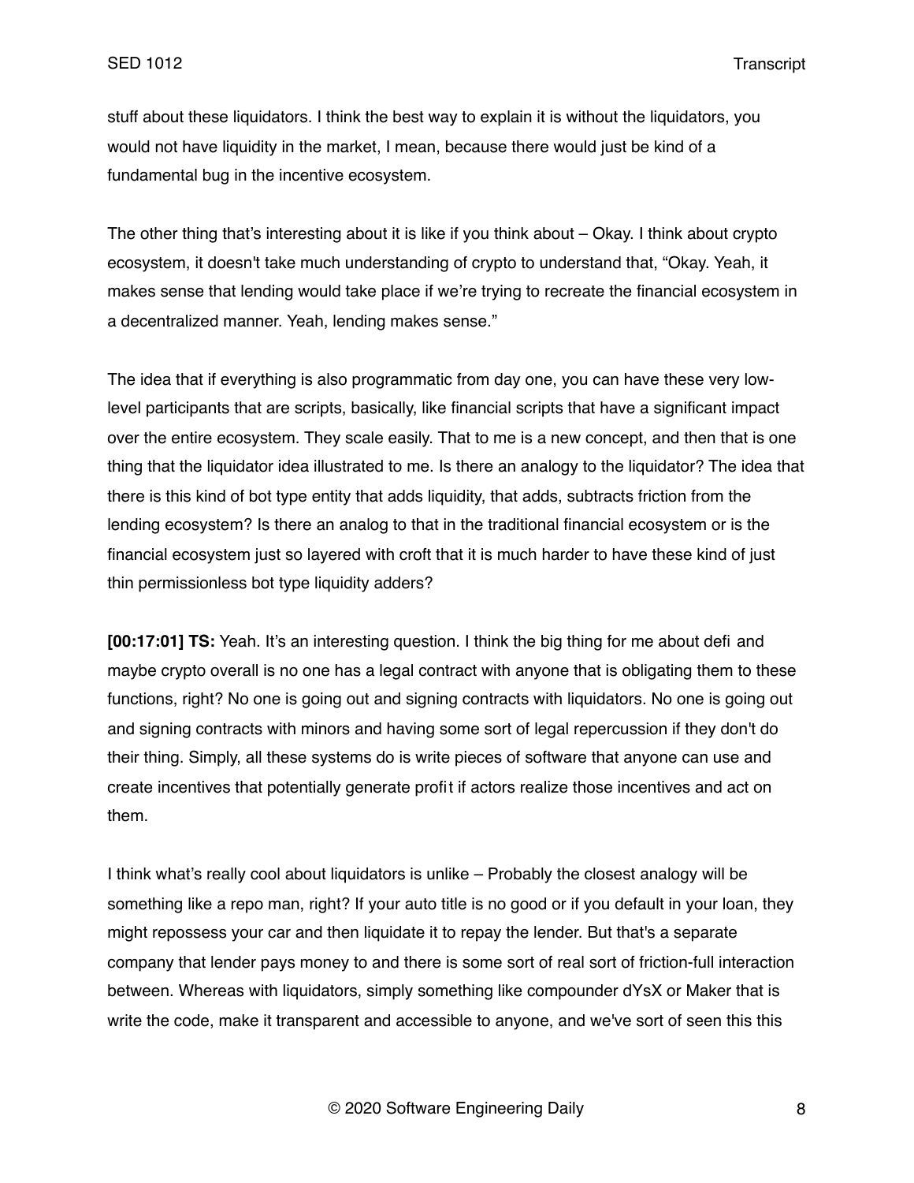stuff about these liquidators. I think the best way to explain it is without the liquidators, you would not have liquidity in the market, I mean, because there would just be kind of a fundamental bug in the incentive ecosystem.

The other thing that's interesting about it is like if you think about – Okay. I think about crypto ecosystem, it doesn't take much understanding of crypto to understand that, "Okay. Yeah, it makes sense that lending would take place if we're trying to recreate the financial ecosystem in a decentralized manner. Yeah, lending makes sense."

The idea that if everything is also programmatic from day one, you can have these very low-level participants that are scripts, basically, like financial scripts that have a significant impact over the entire ecosystem. They scale easily. That to me is a new concept, and then that is one thing that the liquidator idea illustrated to me. Is there an analogy to the liquidator? The idea that there is this kind of bot type entity that adds liquidity, that adds, subtracts friction from the lending ecosystem? Is there an analog to that in the traditional financial ecosystem or is the financial ecosystem just so layered with croft that it is much harder to have these kind of just thin permissionless bot type liquidity adders?

**[00:17:01] TS:** Yeah. It's an interesting question. I think the big thing for me about defi and maybe crypto overall is no one has a legal contract with anyone that is obligating them to these functions, right? No one is going out and signing contracts with liquidators. No one is going out and signing contracts with minors and having some sort of legal repercussion if they don't do their thing. Simply, all these systems do is write pieces of software that anyone can use and create incentives that potentially generate profit if actors realize those incentives and act on them.

I think what's really cool about liquidators is unlike – Probably the closest analogy will be something like a repo man, right? If your auto title is no good or if you default in your loan, they might repossess your car and then liquidate it to repay the lender. But that's a separate company that lender pays money to and there is some sort of real sort of friction-full interaction between. Whereas with liquidators, simply something like compounder dYsX or Maker that is write the code, make it transparent and accessible to anyone, and we've sort of seen this this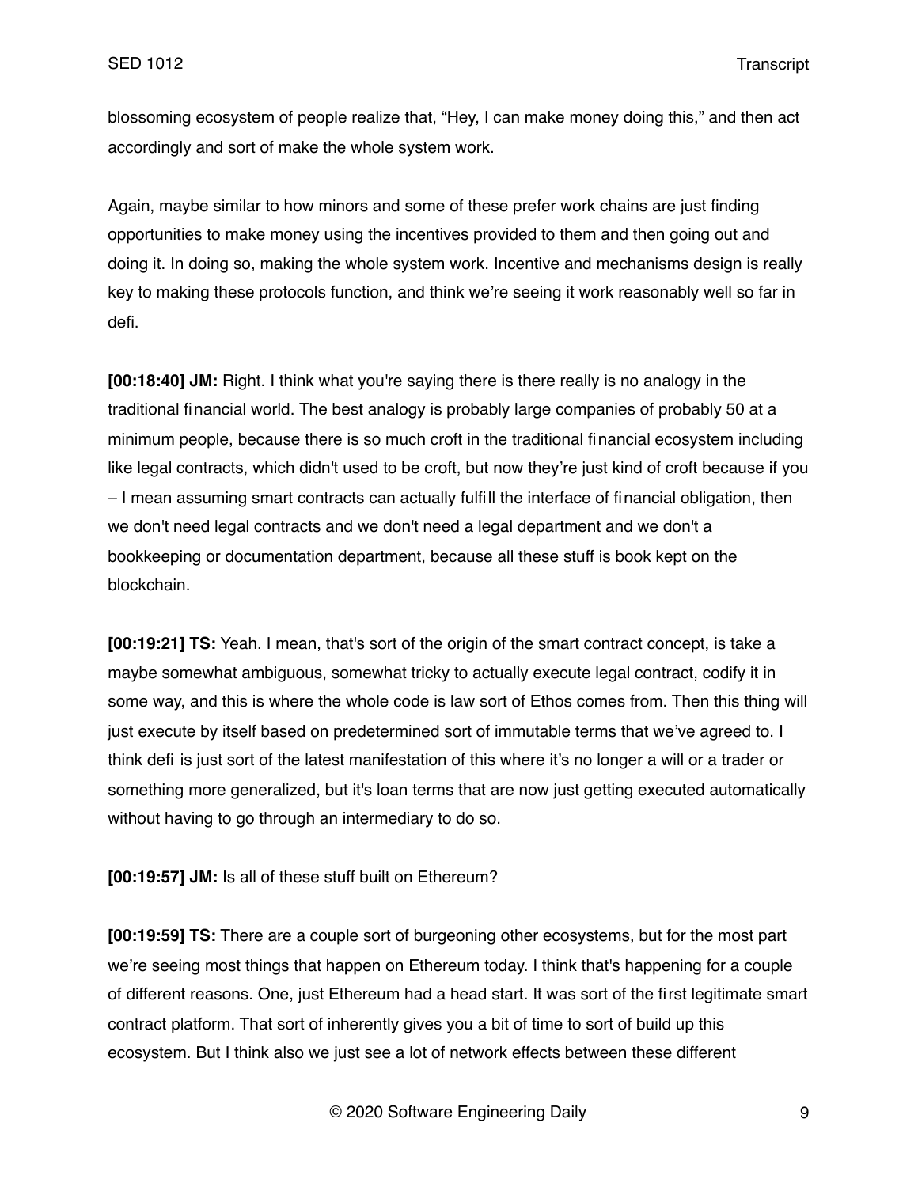blossoming ecosystem of people realize that, "Hey, I can make money doing this," and then act accordingly and sort of make the whole system work.

Again, maybe similar to how minors and some of these prefer work chains are just finding opportunities to make money using the incentives provided to them and then going out and doing it. In doing so, making the whole system work. Incentive and mechanisms design is really key to making these protocols function, and think we're seeing it work reasonably well so far in defi.

**[00:18:40] JM:** Right. I think what you're saying there is there really is no analogy in the traditional financial world. The best analogy is probably large companies of probably 50 at a minimum people, because there is so much croft in the traditional financial ecosystem including like legal contracts, which didn't used to be croft, but now they're just kind of croft because if you – I mean assuming smart contracts can actually fulfill the interface of financial obligation, then we don't need legal contracts and we don't need a legal department and we don't a bookkeeping or documentation department, because all these stuff is book kept on the blockchain.

**[00:19:21] TS:** Yeah. I mean, that's sort of the origin of the smart contract concept, is take a maybe somewhat ambiguous, somewhat tricky to actually execute legal contract, codify it in some way, and this is where the whole code is law sort of Ethos comes from. Then this thing will just execute by itself based on predetermined sort of immutable terms that we've agreed to. I think defi is just sort of the latest manifestation of this where it's no longer a will or a trader or something more generalized, but it's loan terms that are now just getting executed automatically without having to go through an intermediary to do so.

**[00:19:57] JM:** Is all of these stuff built on Ethereum?

**[00:19:59] TS:** There are a couple sort of burgeoning other ecosystems, but for the most part we're seeing most things that happen on Ethereum today. I think that's happening for a couple of different reasons. One, just Ethereum had a head start. It was sort of the first legitimate smart contract platform. That sort of inherently gives you a bit of time to sort of build up this ecosystem. But I think also we just see a lot of network effects between these different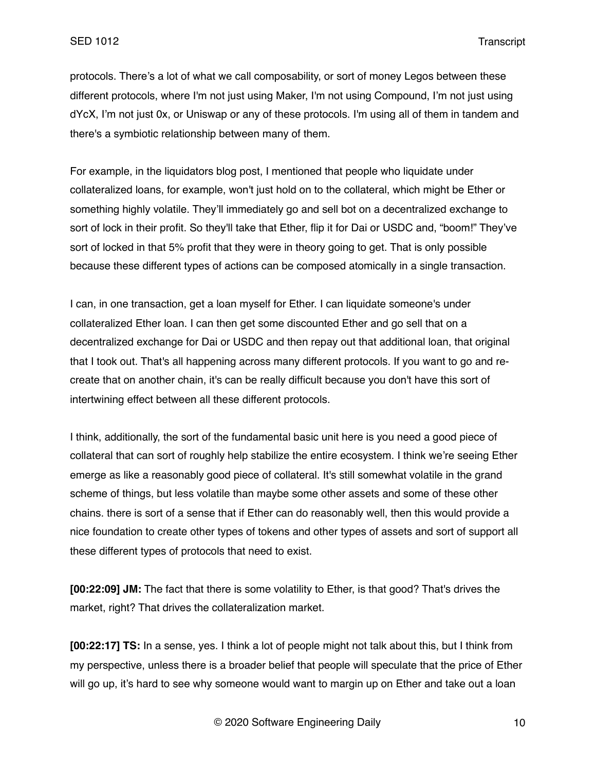protocols. There's a lot of what we call composability, or sort of money Legos between these different protocols, where I'm not just using Maker, I'm not using Compound, I'm not just using dYcX, I'm not just 0x, or Uniswap or any of these protocols. I'm using all of them in tandem and there's a symbiotic relationship between many of them.

For example, in the liquidators blog post, I mentioned that people who liquidate under collateralized loans, for example, won't just hold on to the collateral, which might be Ether or something highly volatile. They'll immediately go and sell bot on a decentralized exchange to sort of lock in their profit. So they'll take that Ether, flip it for Dai or USDC and, "boom!" They've sort of locked in that 5% profit that they were in theory going to get. That is only possible because these different types of actions can be composed atomically in a single transaction.

I can, in one transaction, get a loan myself for Ether. I can liquidate someone's under collateralized Ether loan. I can then get some discounted Ether and go sell that on a decentralized exchange for Dai or USDC and then repay out that additional loan, that original that I took out. That's all happening across many different protocols. If you want to go and re-create that on another chain, it's can be really difficult because you don't have this sort of intertwining effect between all these different protocols.

I think, additionally, the sort of the fundamental basic unit here is you need a good piece of collateral that can sort of roughly help stabilize the entire ecosystem. I think we're seeing Ether emerge as like a reasonably good piece of collateral. It's still somewhat volatile in the grand scheme of things, but less volatile than maybe some other assets and some of these other chains. there is sort of a sense that if Ether can do reasonably well, then this would provide a nice foundation to create other types of tokens and other types of assets and sort of support all these different types of protocols that need to exist.

**[00:22:09] JM:** The fact that there is some volatility to Ether, is that good? That's drives the market, right? That drives the collateralization market.

**[00:22:17] TS:** In a sense, yes. I think a lot of people might not talk about this, but I think from my perspective, unless there is a broader belief that people will speculate that the price of Ether will go up, it's hard to see why someone would want to margin up on Ether and take out a loan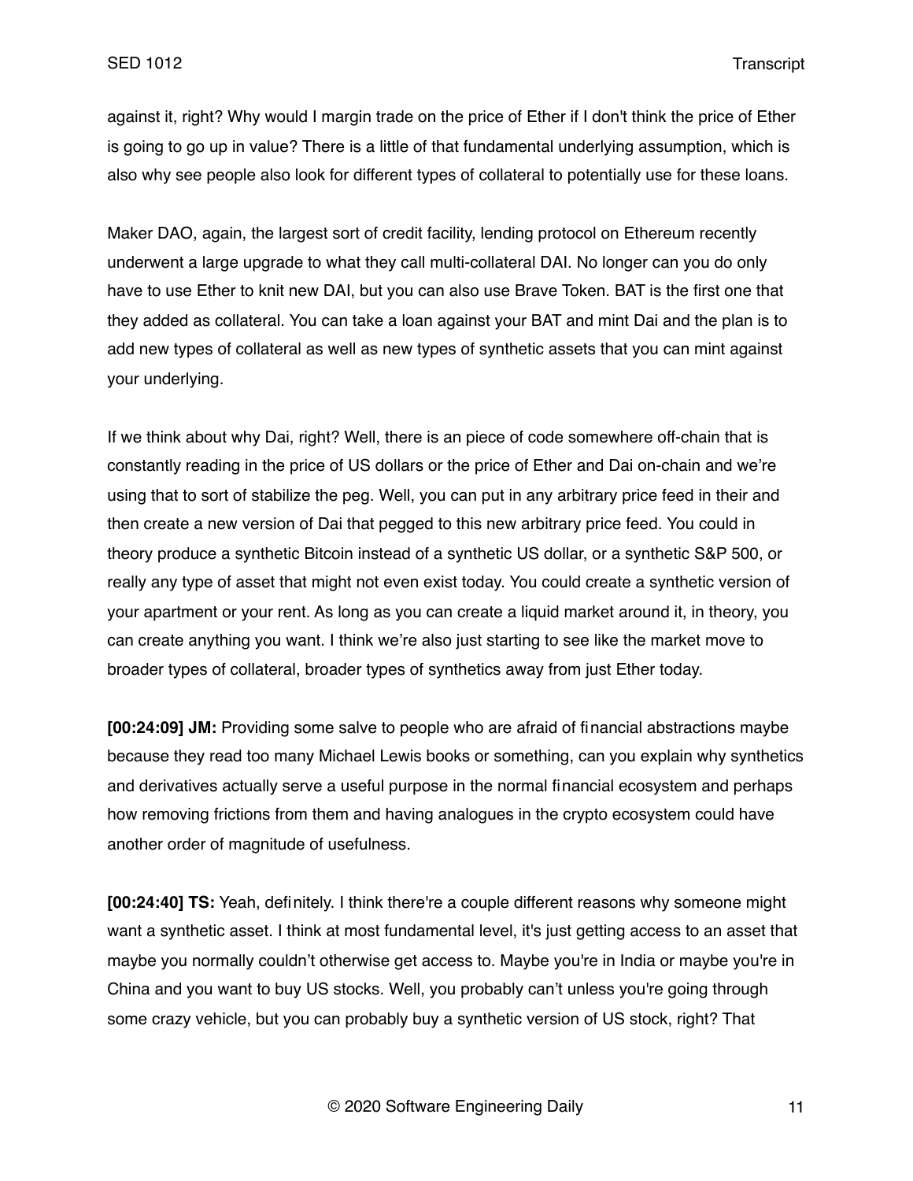against it, right? Why would I margin trade on the price of Ether if I don't think the price of Ether is going to go up in value? There is a little of that fundamental underlying assumption, which is also why see people also look for different types of collateral to potentially use for these loans.

Maker DAO, again, the largest sort of credit facility, lending protocol on Ethereum recently underwent a large upgrade to what they call multi-collateral DAI. No longer can you do only have to use Ether to knit new DAI, but you can also use Brave Token. BAT is the first one that they added as collateral. You can take a loan against your BAT and mint Dai and the plan is to add new types of collateral as well as new types of synthetic assets that you can mint against your underlying.

If we think about why Dai, right? Well, there is an piece of code somewhere off-chain that is constantly reading in the price of US dollars or the price of Ether and Dai on-chain and we're using that to sort of stabilize the peg. Well, you can put in any arbitrary price feed in their and then create a new version of Dai that pegged to this new arbitrary price feed. You could in theory produce a synthetic Bitcoin instead of a synthetic US dollar, or a synthetic S&P 500, or really any type of asset that might not even exist today. You could create a synthetic version of your apartment or your rent. As long as you can create a liquid market around it, in theory, you can create anything you want. I think we're also just starting to see like the market move to broader types of collateral, broader types of synthetics away from just Ether today.

**[00:24:09] JM:** Providing some salve to people who are afraid of financial abstractions maybe because they read too many Michael Lewis books or something, can you explain why synthetics and derivatives actually serve a useful purpose in the normal financial ecosystem and perhaps how removing frictions from them and having analogues in the crypto ecosystem could have another order of magnitude of usefulness.

**[00:24:40] TS:** Yeah, definitely. I think there're a couple different reasons why someone might want a synthetic asset. I think at most fundamental level, it's just getting access to an asset that maybe you normally couldn't otherwise get access to. Maybe you're in India or maybe you're in China and you want to buy US stocks. Well, you probably can't unless you're going through some crazy vehicle, but you can probably buy a synthetic version of US stock, right? That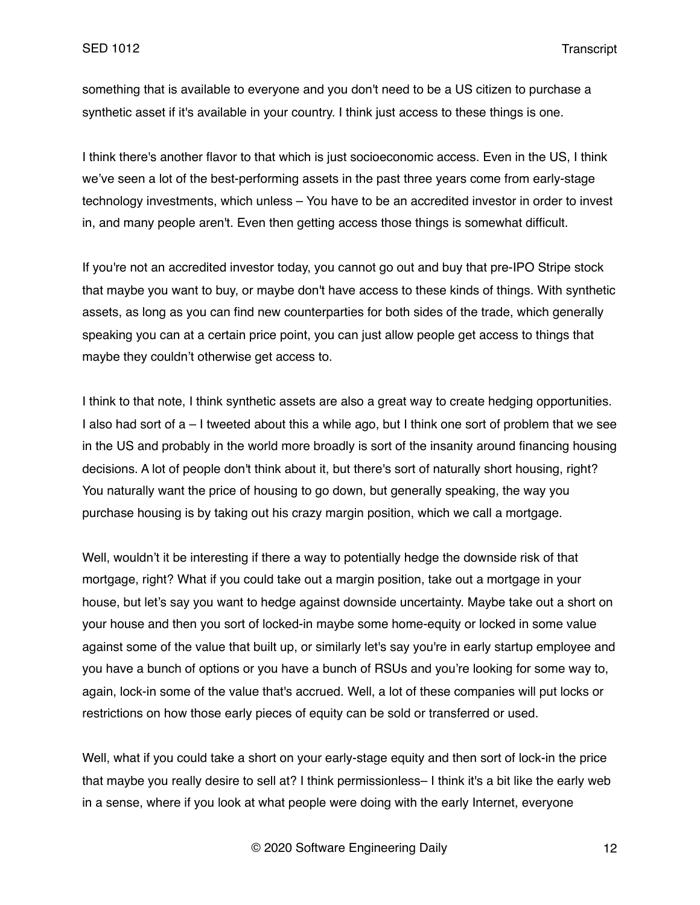something that is available to everyone and you don't need to be a US citizen to purchase a synthetic asset if it's available in your country. I think just access to these things is one.

I think there's another flavor to that which is just socioeconomic access. Even in the US, I think we've seen a lot of the best-performing assets in the past three years come from early-stage technology investments, which unless – You have to be an accredited investor in order to invest in, and many people aren't. Even then getting access those things is somewhat difficult.

If you're not an accredited investor today, you cannot go out and buy that pre-IPO Stripe stock that maybe you want to buy, or maybe don't have access to these kinds of things. With synthetic assets, as long as you can find new counterparties for both sides of the trade, which generally speaking you can at a certain price point, you can just allow people get access to things that maybe they couldn't otherwise get access to.

I think to that note, I think synthetic assets are also a great way to create hedging opportunities. I also had sort of a – I tweeted about this a while ago, but I think one sort of problem that we see in the US and probably in the world more broadly is sort of the insanity around financing housing decisions. A lot of people don't think about it, but there's sort of naturally short housing, right? You naturally want the price of housing to go down, but generally speaking, the way you purchase housing is by taking out his crazy margin position, which we call a mortgage.

Well, wouldn't it be interesting if there a way to potentially hedge the downside risk of that mortgage, right? What if you could take out a margin position, take out a mortgage in your house, but let's say you want to hedge against downside uncertainty. Maybe take out a short on your house and then you sort of locked-in maybe some home-equity or locked in some value against some of the value that built up, or similarly let's say you're in early startup employee and you have a bunch of options or you have a bunch of RSUs and you're looking for some way to, again, lock-in some of the value that's accrued. Well, a lot of these companies will put locks or restrictions on how those early pieces of equity can be sold or transferred or used.

Well, what if you could take a short on your early-stage equity and then sort of lock-in the price that maybe you really desire to sell at? I think permissionless– I think it's a bit like the early web in a sense, where if you look at what people were doing with the early Internet, everyone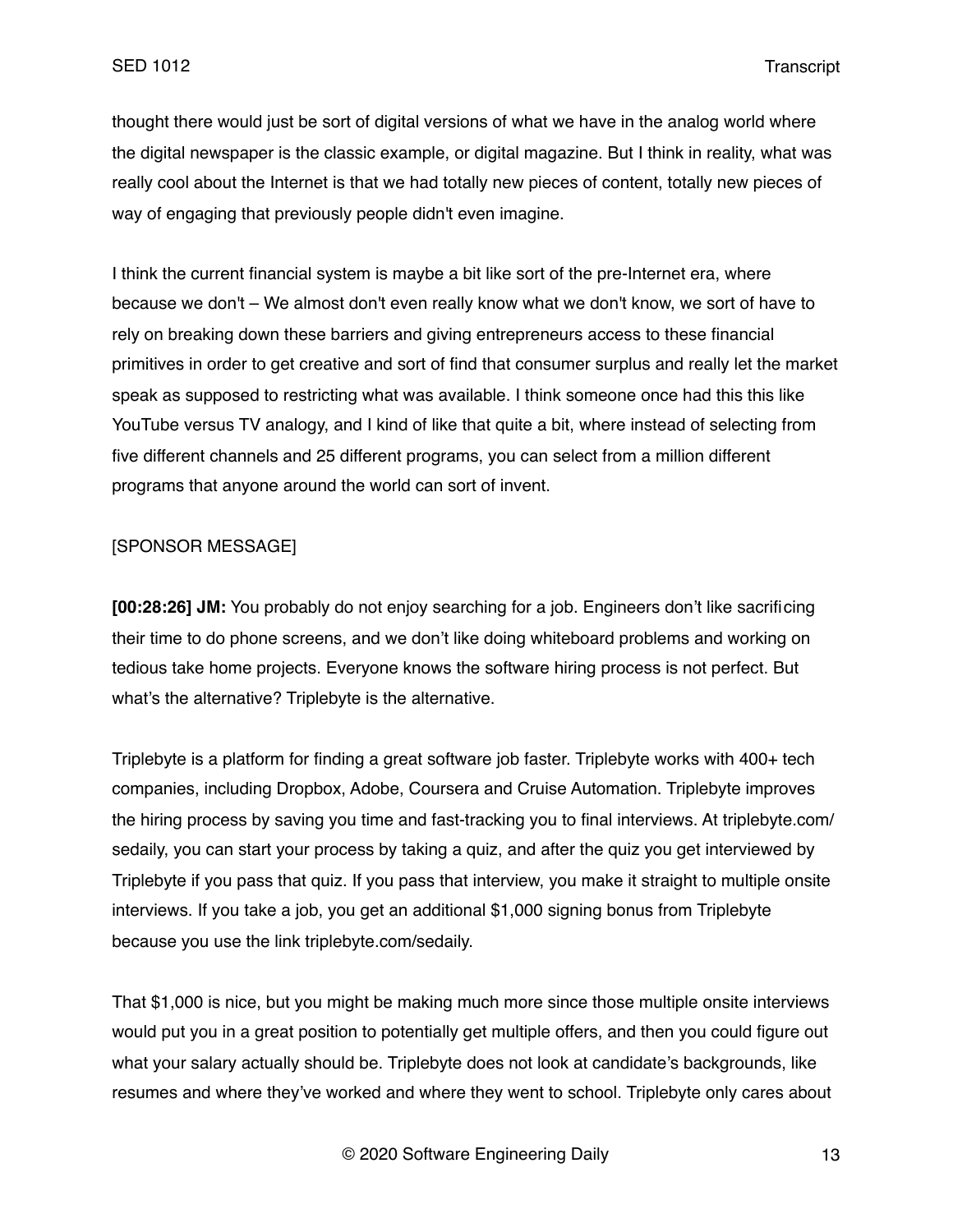thought there would just be sort of digital versions of what we have in the analog world where the digital newspaper is the classic example, or digital magazine. But I think in reality, what was really cool about the Internet is that we had totally new pieces of content, totally new pieces of way of engaging that previously people didn't even imagine.

I think the current financial system is maybe a bit like sort of the pre-Internet era, where because we don't – We almost don't even really know what we don't know, we sort of have to rely on breaking down these barriers and giving entrepreneurs access to these financial primitives in order to get creative and sort of find that consumer surplus and really let the market speak as supposed to restricting what was available. I think someone once had this this like YouTube versus TV analogy, and I kind of like that quite a bit, where instead of selecting from five different channels and 25 different programs, you can select from a million different programs that anyone around the world can sort of invent.

[SPONSOR MESSAGE]

**[00:28:26] JM:** You probably do not enjoy searching for a job. Engineers don't like sacrificing their time to do phone screens, and we don't like doing whiteboard problems and working on tedious take home projects. Everyone knows the software hiring process is not perfect. But what's the alternative? Triplebyte is the alternative.

Triplebyte is a platform for finding a great software job faster. Triplebyte works with 400+ tech companies, including Dropbox, Adobe, Coursera and Cruise Automation. Triplebyte improves the hiring process by saving you time and fast-tracking you to final interviews. At triplebyte.com/sedaily, you can start your process by taking a quiz, and after the quiz you get interviewed by Triplebyte if you pass that quiz. If you pass that interview, you make it straight to multiple onsite interviews. If you take a job, you get an additional $1,000 signing bonus from Triplebyte because you use the link triplebyte.com/sedaily.

That $1,000 is nice, but you might be making much more since those multiple onsite interviews would put you in a great position to potentially get multiple offers, and then you could figure out what your salary actually should be. Triplebyte does not look at candidate's backgrounds, like resumes and where they've worked and where they went to school. Triplebyte only cares about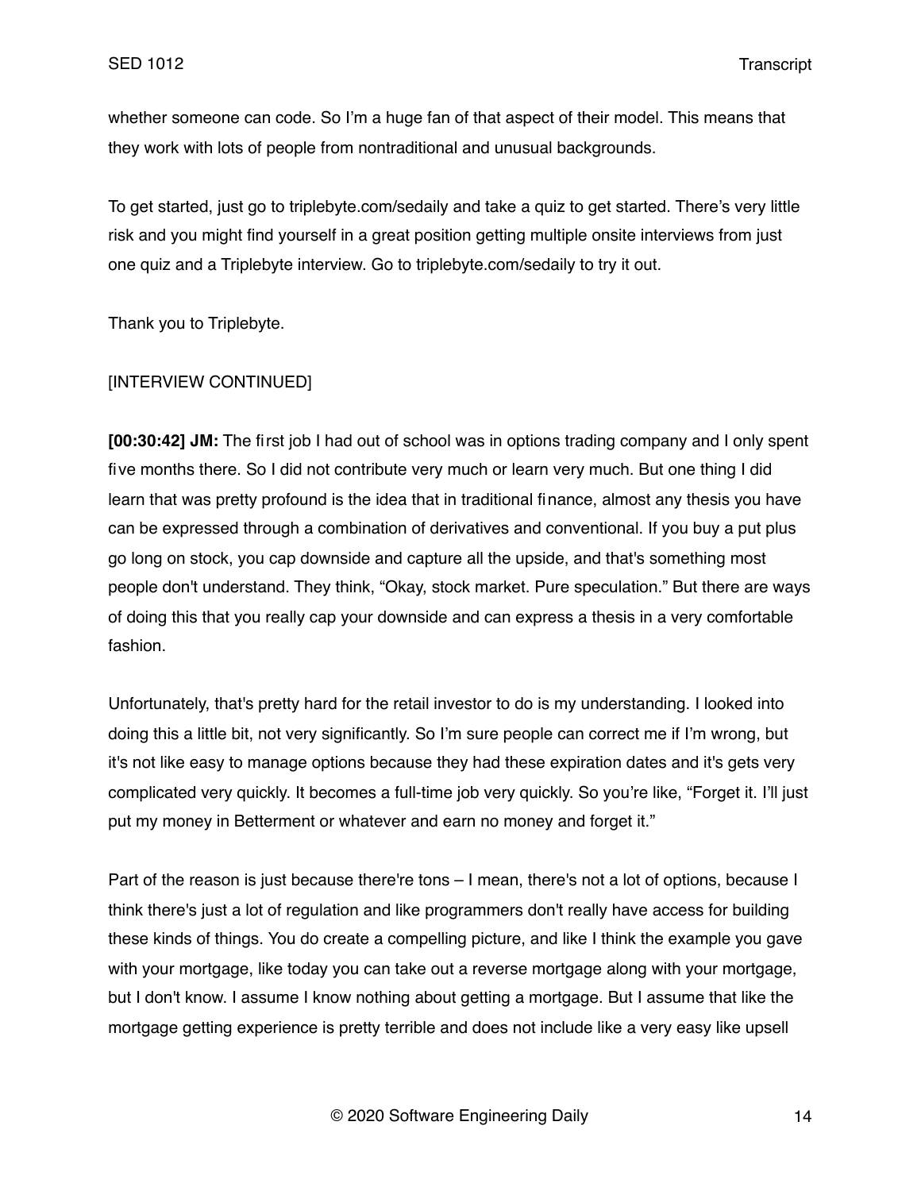whether someone can code. So I'm a huge fan of that aspect of their model. This means that they work with lots of people from nontraditional and unusual backgrounds.

To get started, just go to triplebyte.com/sedaily and take a quiz to get started. There's very little risk and you might find yourself in a great position getting multiple onsite interviews from just one quiz and a Triplebyte interview. Go to triplebyte.com/sedaily to try it out.

Thank you to Triplebyte.

[INTERVIEW CONTINUED]

**[00:30:42] JM:** The first job I had out of school was in options trading company and I only spent five months there. So I did not contribute very much or learn very much. But one thing I did learn that was pretty profound is the idea that in traditional finance, almost any thesis you have can be expressed through a combination of derivatives and conventional. If you buy a put plus go long on stock, you cap downside and capture all the upside, and that's something most people don't understand. They think, "Okay, stock market. Pure speculation." But there are ways of doing this that you really cap your downside and can express a thesis in a very comfortable fashion.

Unfortunately, that's pretty hard for the retail investor to do is my understanding. I looked into doing this a little bit, not very significantly. So I'm sure people can correct me if I'm wrong, but it's not like easy to manage options because they had these expiration dates and it's gets very complicated very quickly. It becomes a full-time job very quickly. So you're like, "Forget it. I'll just put my money in Betterment or whatever and earn no money and forget it."

Part of the reason is just because there're tons – I mean, there's not a lot of options, because I think there's just a lot of regulation and like programmers don't really have access for building these kinds of things. You do create a compelling picture, and like I think the example you gave with your mortgage, like today you can take out a reverse mortgage along with your mortgage, but I don't know. I assume I know nothing about getting a mortgage. But I assume that like the mortgage getting experience is pretty terrible and does not include like a very easy like upsell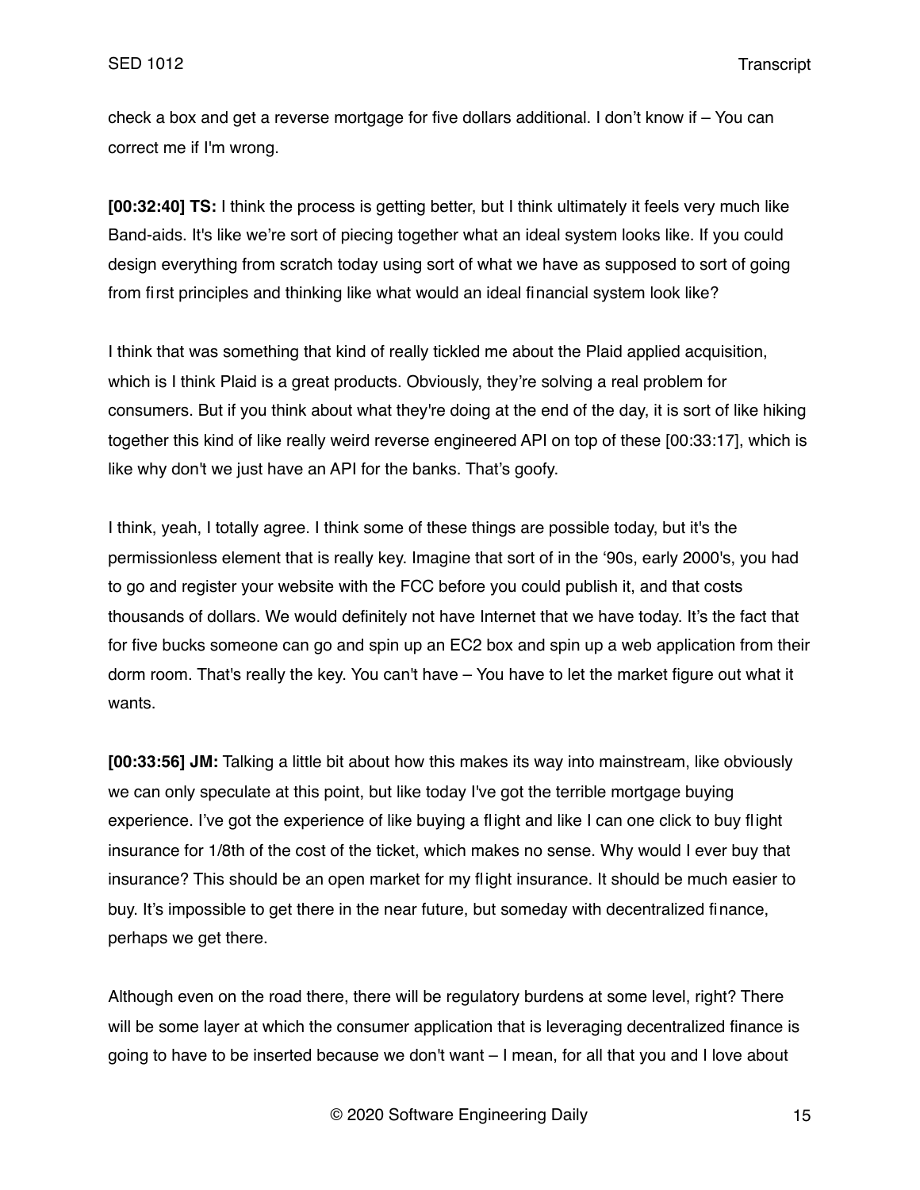check a box and get a reverse mortgage for five dollars additional. I don't know if – You can correct me if I'm wrong.

**[00:32:40] TS:** I think the process is getting better, but I think ultimately it feels very much like Band-aids. It's like we're sort of piecing together what an ideal system looks like. If you could design everything from scratch today using sort of what we have as supposed to sort of going from first principles and thinking like what would an ideal financial system look like?

I think that was something that kind of really tickled me about the Plaid applied acquisition, which is I think Plaid is a great products. Obviously, they're solving a real problem for consumers. But if you think about what they're doing at the end of the day, it is sort of like hiking together this kind of like really weird reverse engineered API on top of these [00:33:17], which is like why don't we just have an API for the banks. That's goofy.

I think, yeah, I totally agree. I think some of these things are possible today, but it's the permissionless element that is really key. Imagine that sort of in the '90s, early 2000's, you had to go and register your website with the FCC before you could publish it, and that costs thousands of dollars. We would definitely not have Internet that we have today. It's the fact that for five bucks someone can go and spin up an EC2 box and spin up a web application from their dorm room. That's really the key. You can't have – You have to let the market figure out what it wants.

**[00:33:56] JM:** Talking a little bit about how this makes its way into mainstream, like obviously we can only speculate at this point, but like today I've got the terrible mortgage buying experience. I've got the experience of like buying a flight and like I can one click to buy flight insurance for 1/8th of the cost of the ticket, which makes no sense. Why would I ever buy that insurance? This should be an open market for my flight insurance. It should be much easier to buy. It's impossible to get there in the near future, but someday with decentralized finance, perhaps we get there.

Although even on the road there, there will be regulatory burdens at some level, right? There will be some layer at which the consumer application that is leveraging decentralized finance is going to have to be inserted because we don't want – I mean, for all that you and I love about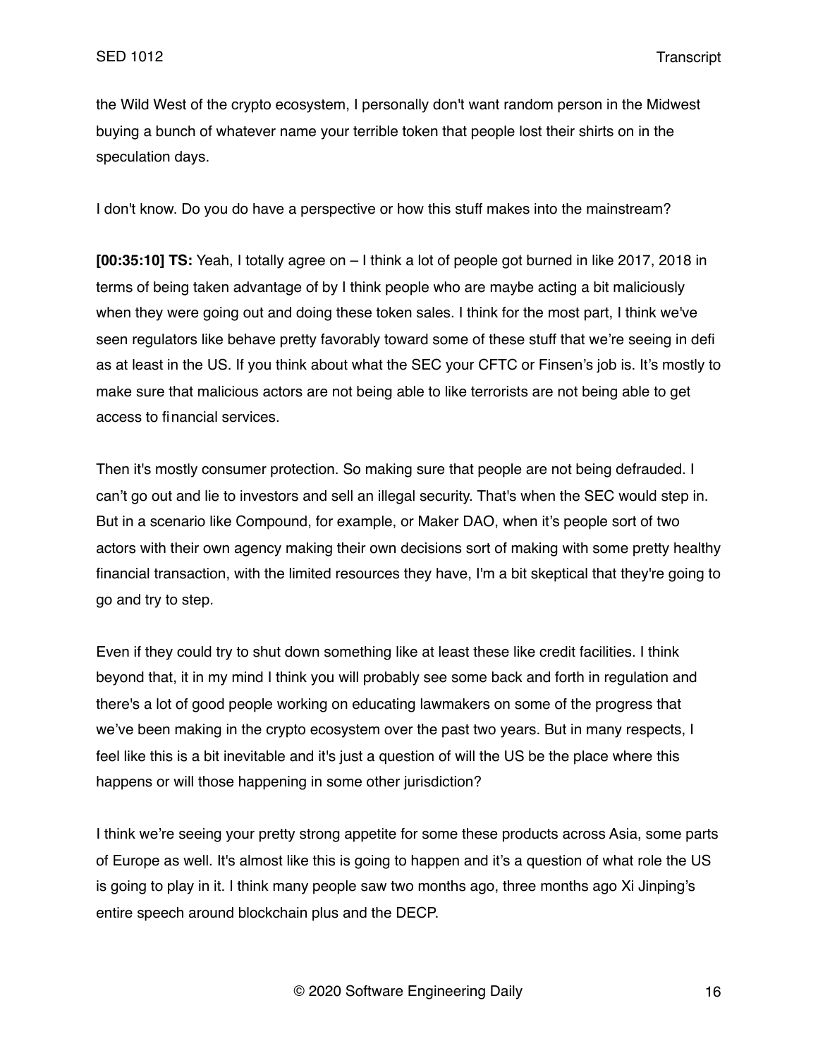the Wild West of the crypto ecosystem, I personally don't want random person in the Midwest buying a bunch of whatever name your terrible token that people lost their shirts on in the speculation days.

I don't know. Do you do have a perspective or how this stuff makes into the mainstream?

**[00:35:10] TS:** Yeah, I totally agree on – I think a lot of people got burned in like 2017, 2018 in terms of being taken advantage of by I think people who are maybe acting a bit maliciously when they were going out and doing these token sales. I think for the most part, I think we've seen regulators like behave pretty favorably toward some of these stuff that we're seeing in defi as at least in the US. If you think about what the SEC your CFTC or Finsen's job is. It's mostly to make sure that malicious actors are not being able to like terrorists are not being able to get access to financial services.

Then it's mostly consumer protection. So making sure that people are not being defrauded. I can't go out and lie to investors and sell an illegal security. That's when the SEC would step in. But in a scenario like Compound, for example, or Maker DAO, when it's people sort of two actors with their own agency making their own decisions sort of making with some pretty healthy financial transaction, with the limited resources they have, I'm a bit skeptical that they're going to go and try to step.

Even if they could try to shut down something like at least these like credit facilities. I think beyond that, it in my mind I think you will probably see some back and forth in regulation and there's a lot of good people working on educating lawmakers on some of the progress that we've been making in the crypto ecosystem over the past two years. But in many respects, I feel like this is a bit inevitable and it's just a question of will the US be the place where this happens or will those happening in some other jurisdiction?

I think we're seeing your pretty strong appetite for some these products across Asia, some parts of Europe as well. It's almost like this is going to happen and it's a question of what role the US is going to play in it. I think many people saw two months ago, three months ago Xi Jinping's entire speech around blockchain plus and the DECP.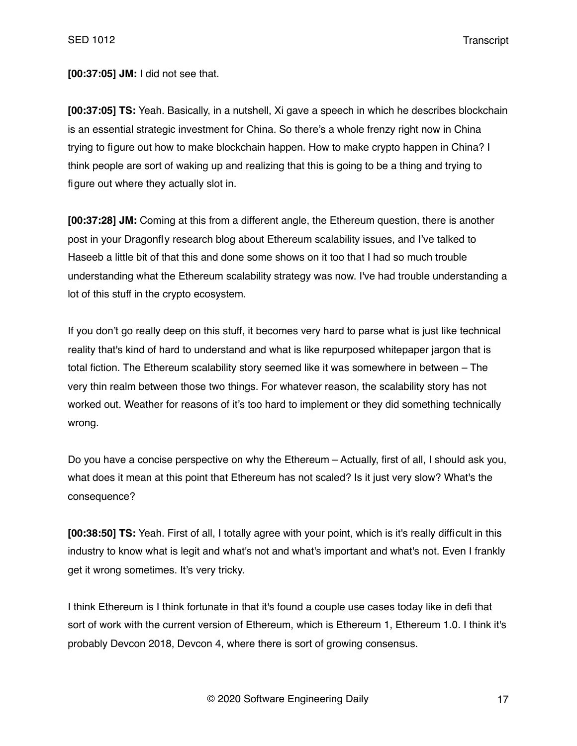**[00:37:05] JM:** I did not see that.

**[00:37:05] TS:** Yeah. Basically, in a nutshell, Xi gave a speech in which he describes blockchain is an essential strategic investment for China. So there's a whole frenzy right now in China trying to figure out how to make blockchain happen. How to make crypto happen in China? I think people are sort of waking up and realizing that this is going to be a thing and trying to figure out where they actually slot in.

**[00:37:28] JM:** Coming at this from a different angle, the Ethereum question, there is another post in your Dragonfly research blog about Ethereum scalability issues, and I've talked to Haseeb a little bit of that this and done some shows on it too that I had so much trouble understanding what the Ethereum scalability strategy was now. I've had trouble understanding a lot of this stuff in the crypto ecosystem.

If you don't go really deep on this stuff, it becomes very hard to parse what is just like technical reality that's kind of hard to understand and what is like repurposed whitepaper jargon that is total fiction. The Ethereum scalability story seemed like it was somewhere in between – The very thin realm between those two things. For whatever reason, the scalability story has not worked out. Weather for reasons of it's too hard to implement or they did something technically wrong.

Do you have a concise perspective on why the Ethereum – Actually, first of all, I should ask you, what does it mean at this point that Ethereum has not scaled? Is it just very slow? What's the consequence?

**[00:38:50] TS:** Yeah. First of all, I totally agree with your point, which is it's really difficult in this industry to know what is legit and what's not and what's important and what's not. Even I frankly get it wrong sometimes. It's very tricky.

I think Ethereum is I think fortunate in that it's found a couple use cases today like in defi that sort of work with the current version of Ethereum, which is Ethereum 1, Ethereum 1.0. I think it's probably Devcon 2018, Devcon 4, where there is sort of growing consensus.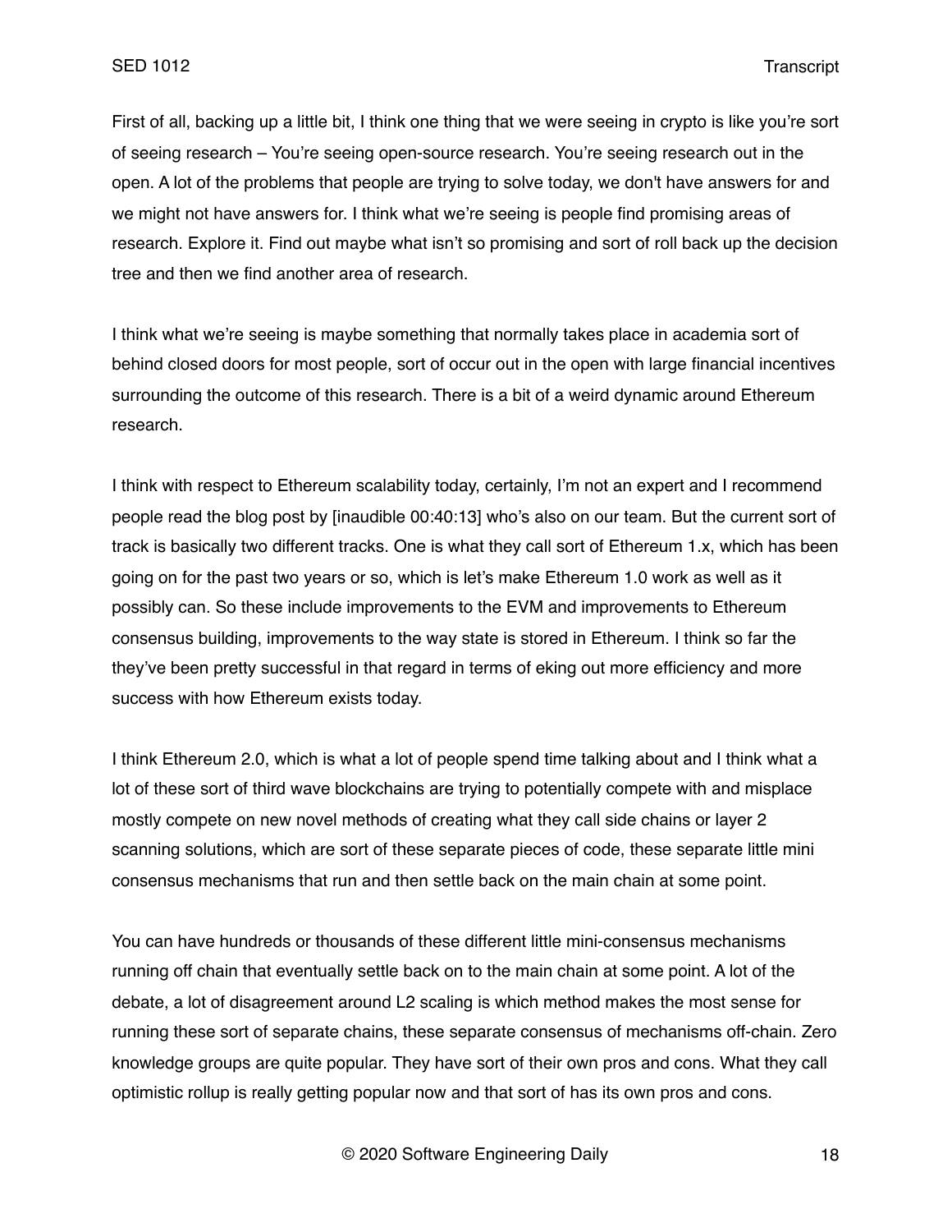First of all, backing up a little bit, I think one thing that we were seeing in crypto is like you're sort of seeing research – You're seeing open-source research. You're seeing research out in the open. A lot of the problems that people are trying to solve today, we don't have answers for and we might not have answers for. I think what we're seeing is people find promising areas of research. Explore it. Find out maybe what isn't so promising and sort of roll back up the decision tree and then we find another area of research.

I think what we're seeing is maybe something that normally takes place in academia sort of behind closed doors for most people, sort of occur out in the open with large financial incentives surrounding the outcome of this research. There is a bit of a weird dynamic around Ethereum research.

I think with respect to Ethereum scalability today, certainly, I'm not an expert and I recommend people read the blog post by [inaudible 00:40:13] who's also on our team. But the current sort of track is basically two different tracks. One is what they call sort of Ethereum 1.x, which has been going on for the past two years or so, which is let's make Ethereum 1.0 work as well as it possibly can. So these include improvements to the EVM and improvements to Ethereum consensus building, improvements to the way state is stored in Ethereum. I think so far the they've been pretty successful in that regard in terms of eking out more efficiency and more success with how Ethereum exists today.

I think Ethereum 2.0, which is what a lot of people spend time talking about and I think what a lot of these sort of third wave blockchains are trying to potentially compete with and misplace mostly compete on new novel methods of creating what they call side chains or layer 2 scanning solutions, which are sort of these separate pieces of code, these separate little mini consensus mechanisms that run and then settle back on the main chain at some point.

You can have hundreds or thousands of these different little mini-consensus mechanisms running off chain that eventually settle back on to the main chain at some point. A lot of the debate, a lot of disagreement around L2 scaling is which method makes the most sense for running these sort of separate chains, these separate consensus of mechanisms off-chain. Zero knowledge groups are quite popular. They have sort of their own pros and cons. What they call optimistic rollup is really getting popular now and that sort of has its own pros and cons.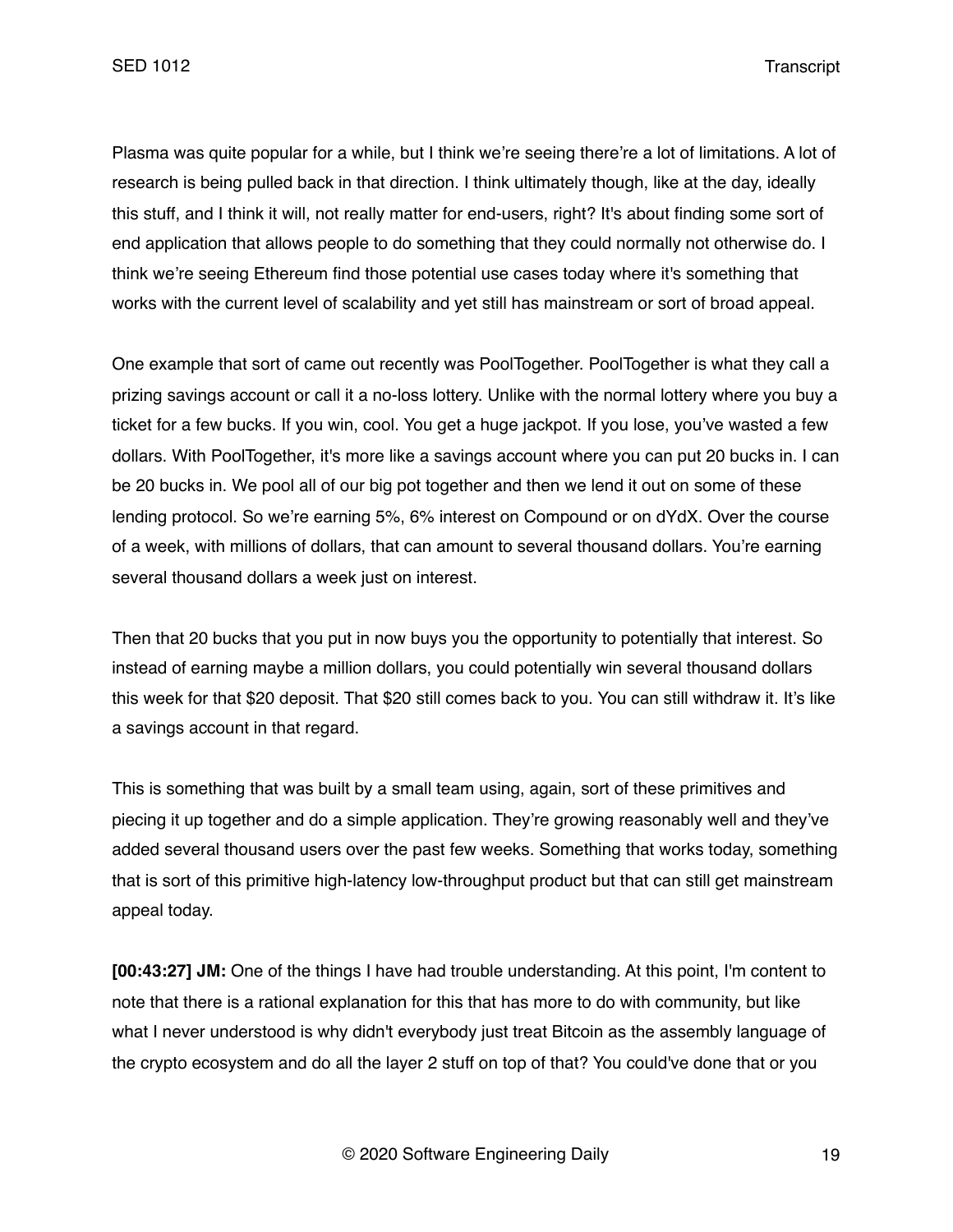Plasma was quite popular for a while, but I think we're seeing there're a lot of limitations. A lot of research is being pulled back in that direction. I think ultimately though, like at the day, ideally this stuff, and I think it will, not really matter for end-users, right? It's about finding some sort of end application that allows people to do something that they could normally not otherwise do. I think we're seeing Ethereum find those potential use cases today where it's something that works with the current level of scalability and yet still has mainstream or sort of broad appeal.

One example that sort of came out recently was PoolTogether. PoolTogether is what they call a prizing savings account or call it a no-loss lottery. Unlike with the normal lottery where you buy a ticket for a few bucks. If you win, cool. You get a huge jackpot. If you lose, you've wasted a few dollars. With PoolTogether, it's more like a savings account where you can put 20 bucks in. I can be 20 bucks in. We pool all of our big pot together and then we lend it out on some of these lending protocol. So we're earning 5%, 6% interest on Compound or on dYdX. Over the course of a week, with millions of dollars, that can amount to several thousand dollars. You're earning several thousand dollars a week just on interest.

Then that 20 bucks that you put in now buys you the opportunity to potentially that interest. So instead of earning maybe a million dollars, you could potentially win several thousand dollars this week for that $20 deposit. That $20 still comes back to you. You can still withdraw it. It's like a savings account in that regard.

This is something that was built by a small team using, again, sort of these primitives and piecing it up together and do a simple application. They're growing reasonably well and they've added several thousand users over the past few weeks. Something that works today, something that is sort of this primitive high-latency low-throughput product but that can still get mainstream appeal today.

**[00:43:27] JM:** One of the things I have had trouble understanding. At this point, I'm content to note that there is a rational explanation for this that has more to do with community, but like what I never understood is why didn't everybody just treat Bitcoin as the assembly language of the crypto ecosystem and do all the layer 2 stuff on top of that? You could've done that or you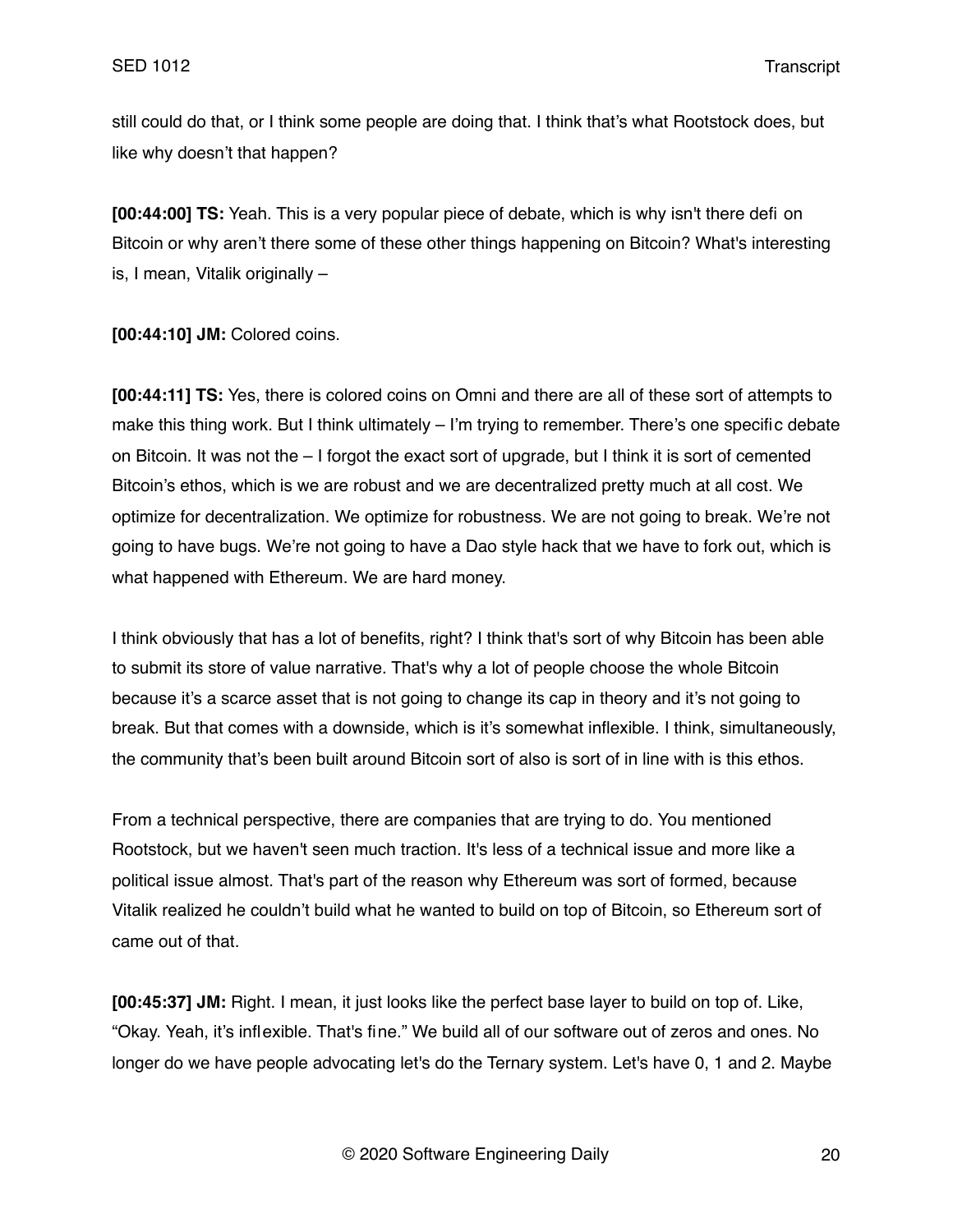still could do that, or I think some people are doing that. I think that's what Rootstock does, but like why doesn't that happen?

**[00:44:00] TS:** Yeah. This is a very popular piece of debate, which is why isn't there defi on Bitcoin or why aren't there some of these other things happening on Bitcoin? What's interesting is, I mean, Vitalik originally –

**[00:44:10] JM:** Colored coins.

**[00:44:11] TS:** Yes, there is colored coins on Omni and there are all of these sort of attempts to make this thing work. But I think ultimately – I'm trying to remember. There's one specific debate on Bitcoin. It was not the – I forgot the exact sort of upgrade, but I think it is sort of cemented Bitcoin's ethos, which is we are robust and we are decentralized pretty much at all cost. We optimize for decentralization. We optimize for robustness. We are not going to break. We're not going to have bugs. We're not going to have a Dao style hack that we have to fork out, which is what happened with Ethereum. We are hard money.

I think obviously that has a lot of benefits, right? I think that's sort of why Bitcoin has been able to submit its store of value narrative. That's why a lot of people choose the whole Bitcoin because it's a scarce asset that is not going to change its cap in theory and it's not going to break. But that comes with a downside, which is it's somewhat inflexible. I think, simultaneously, the community that's been built around Bitcoin sort of also is sort of in line with is this ethos.

From a technical perspective, there are companies that are trying to do. You mentioned Rootstock, but we haven't seen much traction. It's less of a technical issue and more like a political issue almost. That's part of the reason why Ethereum was sort of formed, because Vitalik realized he couldn't build what he wanted to build on top of Bitcoin, so Ethereum sort of came out of that.

**[00:45:37] JM:** Right. I mean, it just looks like the perfect base layer to build on top of. Like, "Okay. Yeah, it's inflexible. That's fine." We build all of our software out of zeros and ones. No longer do we have people advocating let's do the Ternary system. Let's have 0, 1 and 2. Maybe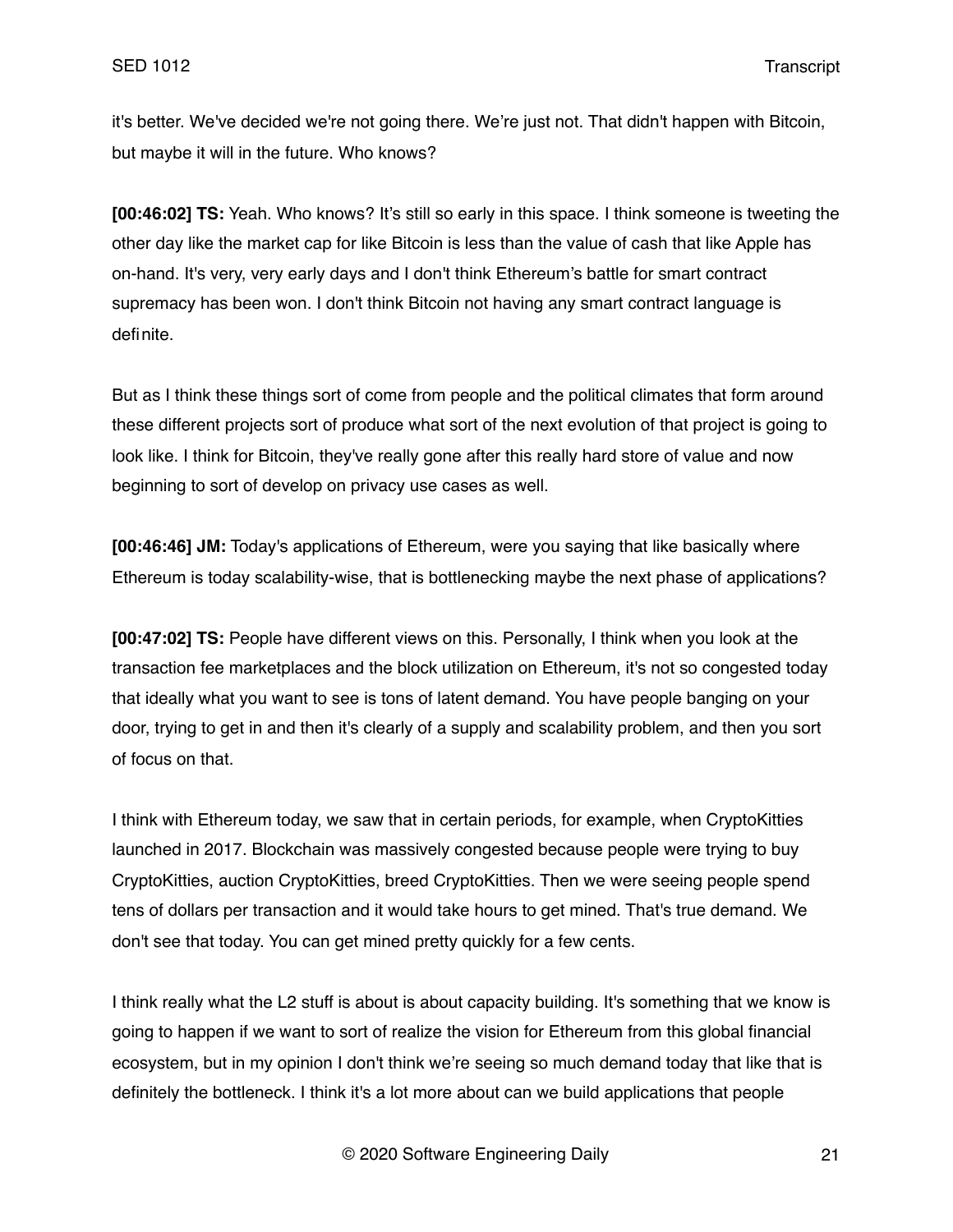it's better. We've decided we're not going there. We're just not. That didn't happen with Bitcoin, but maybe it will in the future. Who knows?

**[00:46:02] TS:** Yeah. Who knows? It's still so early in this space. I think someone is tweeting the other day like the market cap for like Bitcoin is less than the value of cash that like Apple has on-hand. It's very, very early days and I don't think Ethereum's battle for smart contract supremacy has been won. I don't think Bitcoin not having any smart contract language is definite.

But as I think these things sort of come from people and the political climates that form around these different projects sort of produce what sort of the next evolution of that project is going to look like. I think for Bitcoin, they've really gone after this really hard store of value and now beginning to sort of develop on privacy use cases as well.

**[00:46:46] JM:** Today's applications of Ethereum, were you saying that like basically where Ethereum is today scalability-wise, that is bottlenecking maybe the next phase of applications?

**[00:47:02] TS:** People have different views on this. Personally, I think when you look at the transaction fee marketplaces and the block utilization on Ethereum, it's not so congested today that ideally what you want to see is tons of latent demand. You have people banging on your door, trying to get in and then it's clearly of a supply and scalability problem, and then you sort of focus on that.

I think with Ethereum today, we saw that in certain periods, for example, when CryptoKitties launched in 2017. Blockchain was massively congested because people were trying to buy CryptoKitties, auction CryptoKitties, breed CryptoKitties. Then we were seeing people spend tens of dollars per transaction and it would take hours to get mined. That's true demand. We don't see that today. You can get mined pretty quickly for a few cents.

I think really what the L2 stuff is about is about capacity building. It's something that we know is going to happen if we want to sort of realize the vision for Ethereum from this global financial ecosystem, but in my opinion I don't think we're seeing so much demand today that like that is definitely the bottleneck. I think it's a lot more about can we build applications that people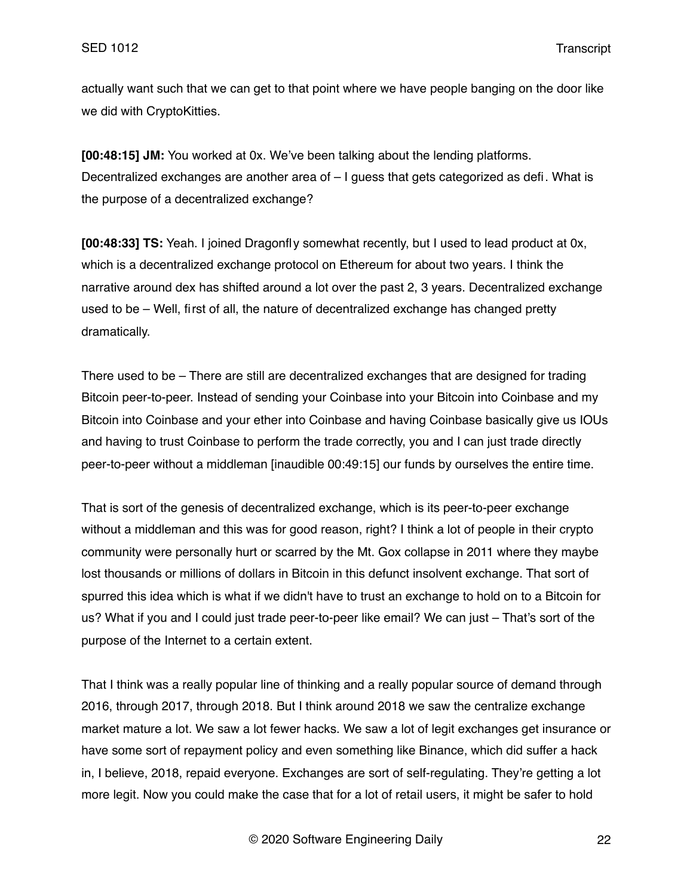actually want such that we can get to that point where we have people banging on the door like we did with CryptoKitties.

**[00:48:15] JM:** You worked at 0x. We've been talking about the lending platforms. Decentralized exchanges are another area of – I guess that gets categorized as defi. What is the purpose of a decentralized exchange?

**[00:48:33] TS:** Yeah. I joined Dragonfly somewhat recently, but I used to lead product at 0x, which is a decentralized exchange protocol on Ethereum for about two years. I think the narrative around dex has shifted around a lot over the past 2, 3 years. Decentralized exchange used to be – Well, first of all, the nature of decentralized exchange has changed pretty dramatically.

There used to be – There are still are decentralized exchanges that are designed for trading Bitcoin peer-to-peer. Instead of sending your Coinbase into your Bitcoin into Coinbase and my Bitcoin into Coinbase and your ether into Coinbase and having Coinbase basically give us IOUs and having to trust Coinbase to perform the trade correctly, you and I can just trade directly peer-to-peer without a middleman [inaudible 00:49:15] our funds by ourselves the entire time.

That is sort of the genesis of decentralized exchange, which is its peer-to-peer exchange without a middleman and this was for good reason, right? I think a lot of people in their crypto community were personally hurt or scarred by the Mt. Gox collapse in 2011 where they maybe lost thousands or millions of dollars in Bitcoin in this defunct insolvent exchange. That sort of spurred this idea which is what if we didn't have to trust an exchange to hold on to a Bitcoin for us? What if you and I could just trade peer-to-peer like email? We can just – That's sort of the purpose of the Internet to a certain extent.

That I think was a really popular line of thinking and a really popular source of demand through 2016, through 2017, through 2018. But I think around 2018 we saw the centralize exchange market mature a lot. We saw a lot fewer hacks. We saw a lot of legit exchanges get insurance or have some sort of repayment policy and even something like Binance, which did suffer a hack in, I believe, 2018, repaid everyone. Exchanges are sort of self-regulating. They're getting a lot more legit. Now you could make the case that for a lot of retail users, it might be safer to hold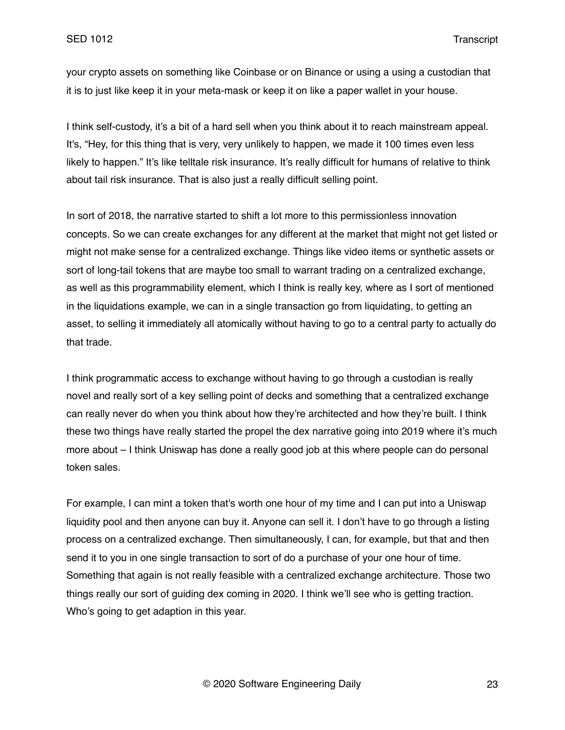your crypto assets on something like Coinbase or on Binance or using a using a custodian that it is to just like keep it in your meta-mask or keep it on like a paper wallet in your house.

I think self-custody, it's a bit of a hard sell when you think about it to reach mainstream appeal. It's, "Hey, for this thing that is very, very unlikely to happen, we made it 100 times even less likely to happen." It's like telltale risk insurance. It's really difficult for humans of relative to think about tail risk insurance. That is also just a really difficult selling point.

In sort of 2018, the narrative started to shift a lot more to this permissionless innovation concepts. So we can create exchanges for any different at the market that might not get listed or might not make sense for a centralized exchange. Things like video items or synthetic assets or sort of long-tail tokens that are maybe too small to warrant trading on a centralized exchange, as well as this programmability element, which I think is really key, where as I sort of mentioned in the liquidations example, we can in a single transaction go from liquidating, to getting an asset, to selling it immediately all atomically without having to go to a central party to actually do that trade.

I think programmatic access to exchange without having to go through a custodian is really novel and really sort of a key selling point of decks and something that a centralized exchange can really never do when you think about how they're architected and how they're built. I think these two things have really started the propel the dex narrative going into 2019 where it's much more about – I think Uniswap has done a really good job at this where people can do personal token sales.

For example, I can mint a token that's worth one hour of my time and I can put into a Uniswap liquidity pool and then anyone can buy it. Anyone can sell it. I don't have to go through a listing process on a centralized exchange. Then simultaneously, I can, for example, but that and then send it to you in one single transaction to sort of do a purchase of your one hour of time. Something that again is not really feasible with a centralized exchange architecture. Those two things really our sort of guiding dex coming in 2020. I think we'll see who is getting traction. Who's going to get adaption in this year.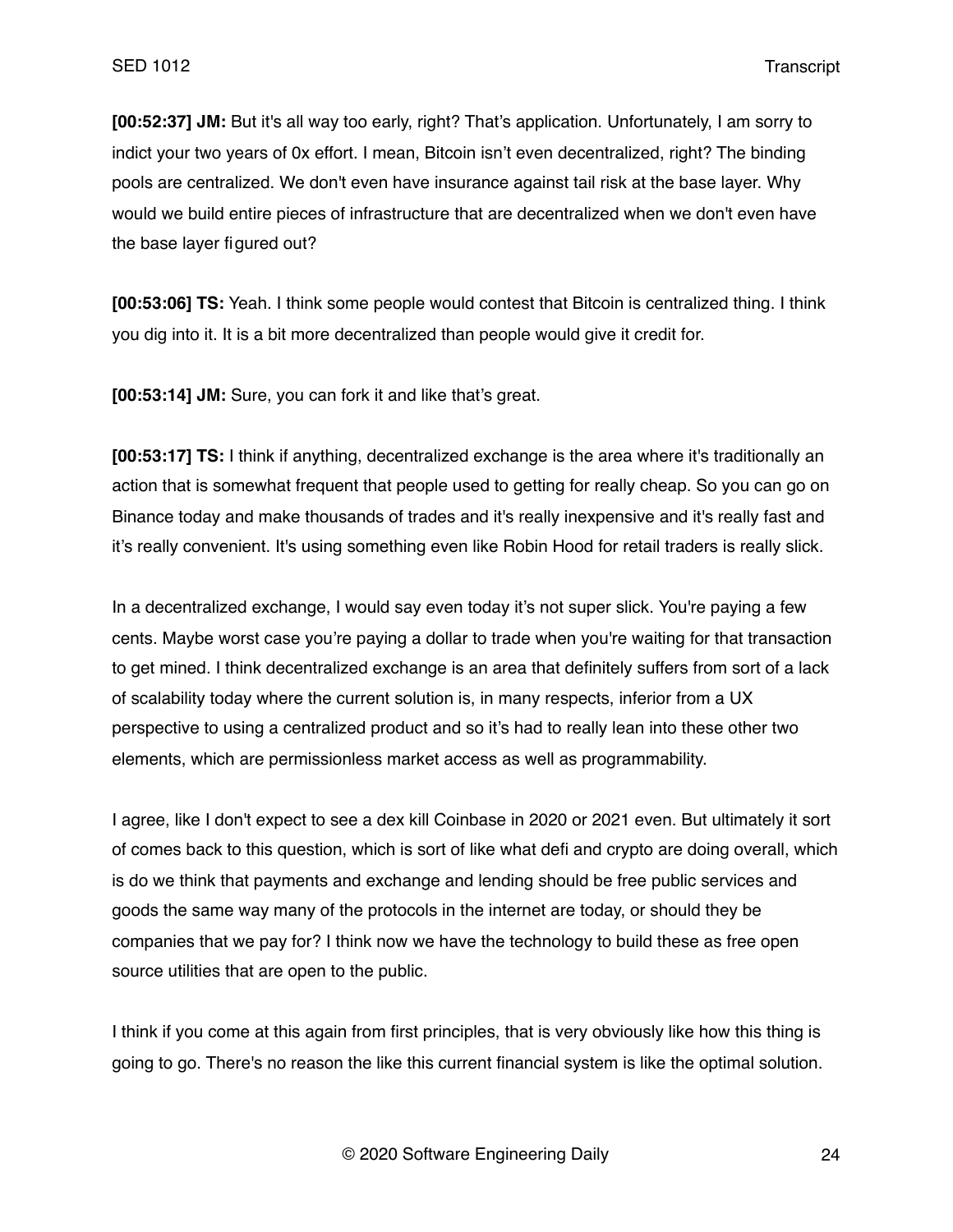**[00:52:37] JM:** But it's all way too early, right? That's application. Unfortunately, I am sorry to indict your two years of 0x effort. I mean, Bitcoin isn't even decentralized, right? The binding pools are centralized. We don't even have insurance against tail risk at the base layer. Why would we build entire pieces of infrastructure that are decentralized when we don't even have the base layer figured out?

**[00:53:06] TS:** Yeah. I think some people would contest that Bitcoin is centralized thing. I think you dig into it. It is a bit more decentralized than people would give it credit for.

**[00:53:14] JM:** Sure, you can fork it and like that's great.

**[00:53:17] TS:** I think if anything, decentralized exchange is the area where it's traditionally an action that is somewhat frequent that people used to getting for really cheap. So you can go on Binance today and make thousands of trades and it's really inexpensive and it's really fast and it's really convenient. It's using something even like Robin Hood for retail traders is really slick.

In a decentralized exchange, I would say even today it's not super slick. You're paying a few cents. Maybe worst case you're paying a dollar to trade when you're waiting for that transaction to get mined. I think decentralized exchange is an area that definitely suffers from sort of a lack of scalability today where the current solution is, in many respects, inferior from a UX perspective to using a centralized product and so it's had to really lean into these other two elements, which are permissionless market access as well as programmability.

I agree, like I don't expect to see a dex kill Coinbase in 2020 or 2021 even. But ultimately it sort of comes back to this question, which is sort of like what defi and crypto are doing overall, which is do we think that payments and exchange and lending should be free public services and goods the same way many of the protocols in the internet are today, or should they be companies that we pay for? I think now we have the technology to build these as free open source utilities that are open to the public.

I think if you come at this again from first principles, that is very obviously like how this thing is going to go. There's no reason the like this current financial system is like the optimal solution.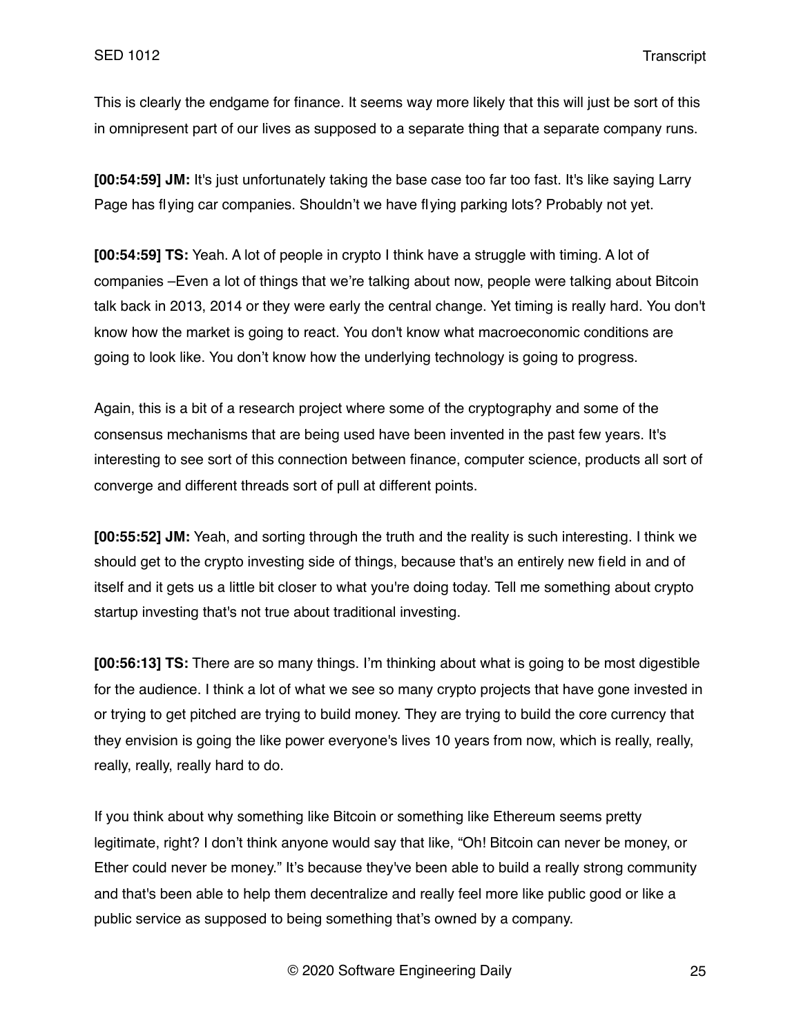This is clearly the endgame for finance. It seems way more likely that this will just be sort of this in omnipresent part of our lives as supposed to a separate thing that a separate company runs.

**[00:54:59] JM:** It's just unfortunately taking the base case too far too fast. It's like saying Larry Page has flying car companies. Shouldn't we have flying parking lots? Probably not yet.

**[00:54:59] TS:** Yeah. A lot of people in crypto I think have a struggle with timing. A lot of companies –Even a lot of things that we're talking about now, people were talking about Bitcoin talk back in 2013, 2014 or they were early the central change. Yet timing is really hard. You don't know how the market is going to react. You don't know what macroeconomic conditions are going to look like. You don't know how the underlying technology is going to progress.

Again, this is a bit of a research project where some of the cryptography and some of the consensus mechanisms that are being used have been invented in the past few years. It's interesting to see sort of this connection between finance, computer science, products all sort of converge and different threads sort of pull at different points.

**[00:55:52] JM:** Yeah, and sorting through the truth and the reality is such interesting. I think we should get to the crypto investing side of things, because that's an entirely new field in and of itself and it gets us a little bit closer to what you're doing today. Tell me something about crypto startup investing that's not true about traditional investing.

**[00:56:13] TS:** There are so many things. I'm thinking about what is going to be most digestible for the audience. I think a lot of what we see so many crypto projects that have gone invested in or trying to get pitched are trying to build money. They are trying to build the core currency that they envision is going the like power everyone's lives 10 years from now, which is really, really, really, really, really hard to do.

If you think about why something like Bitcoin or something like Ethereum seems pretty legitimate, right? I don't think anyone would say that like, "Oh! Bitcoin can never be money, or Ether could never be money." It's because they've been able to build a really strong community and that's been able to help them decentralize and really feel more like public good or like a public service as supposed to being something that's owned by a company.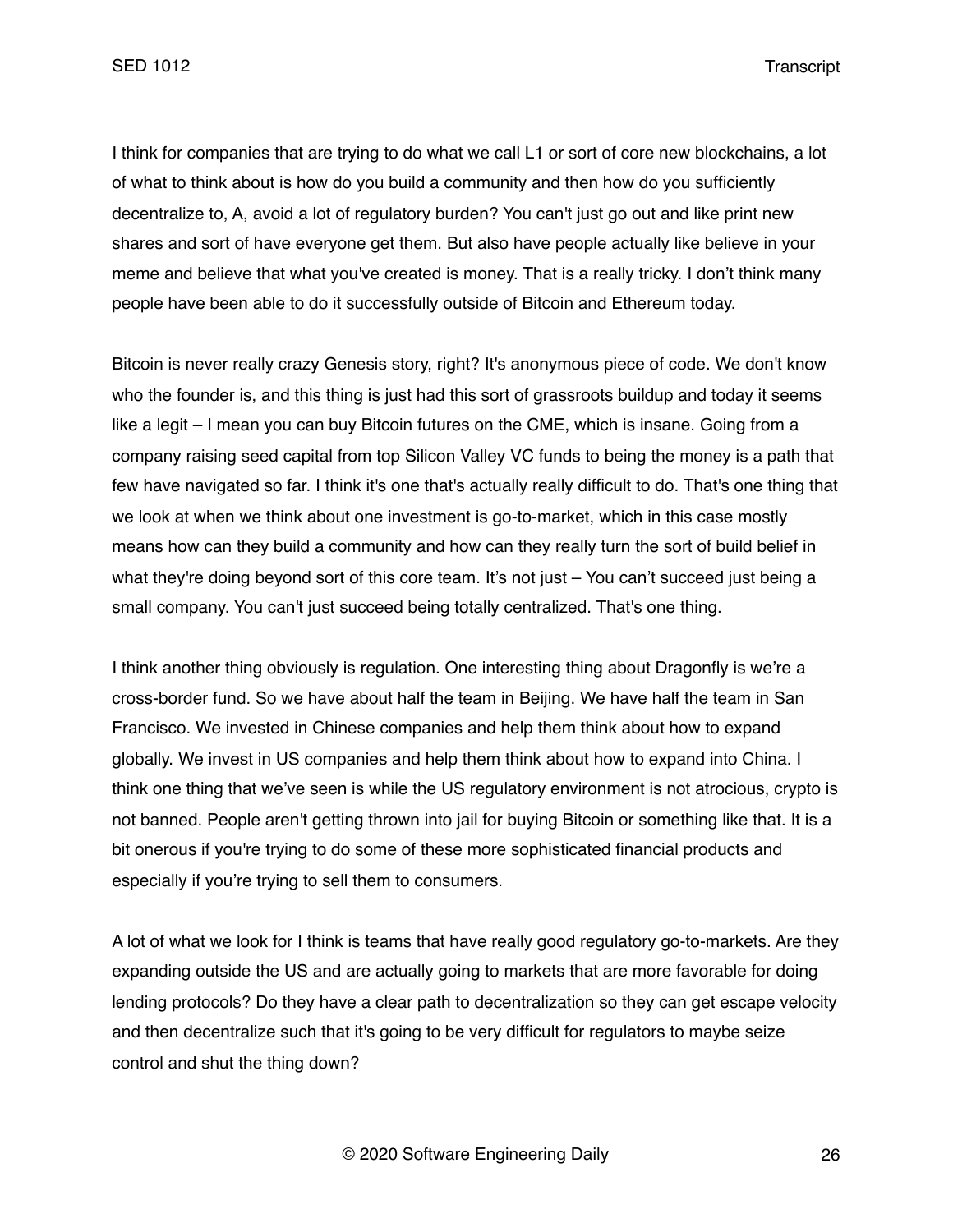I think for companies that are trying to do what we call L1 or sort of core new blockchains, a lot of what to think about is how do you build a community and then how do you sufficiently decentralize to, A, avoid a lot of regulatory burden? You can't just go out and like print new shares and sort of have everyone get them. But also have people actually like believe in your meme and believe that what you've created is money. That is a really tricky. I don't think many people have been able to do it successfully outside of Bitcoin and Ethereum today.

Bitcoin is never really crazy Genesis story, right? It's anonymous piece of code. We don't know who the founder is, and this thing is just had this sort of grassroots buildup and today it seems like a legit – I mean you can buy Bitcoin futures on the CME, which is insane. Going from a company raising seed capital from top Silicon Valley VC funds to being the money is a path that few have navigated so far. I think it's one that's actually really difficult to do. That's one thing that we look at when we think about one investment is go-to-market, which in this case mostly means how can they build a community and how can they really turn the sort of build belief in what they're doing beyond sort of this core team. It's not just – You can't succeed just being a small company. You can't just succeed being totally centralized. That's one thing.

I think another thing obviously is regulation. One interesting thing about Dragonfly is we're a cross-border fund. So we have about half the team in Beijing. We have half the team in San Francisco. We invested in Chinese companies and help them think about how to expand globally. We invest in US companies and help them think about how to expand into China. I think one thing that we've seen is while the US regulatory environment is not atrocious, crypto is not banned. People aren't getting thrown into jail for buying Bitcoin or something like that. It is a bit onerous if you're trying to do some of these more sophisticated financial products and especially if you're trying to sell them to consumers.

A lot of what we look for I think is teams that have really good regulatory go-to-markets. Are they expanding outside the US and are actually going to markets that are more favorable for doing lending protocols? Do they have a clear path to decentralization so they can get escape velocity and then decentralize such that it's going to be very difficult for regulators to maybe seize control and shut the thing down?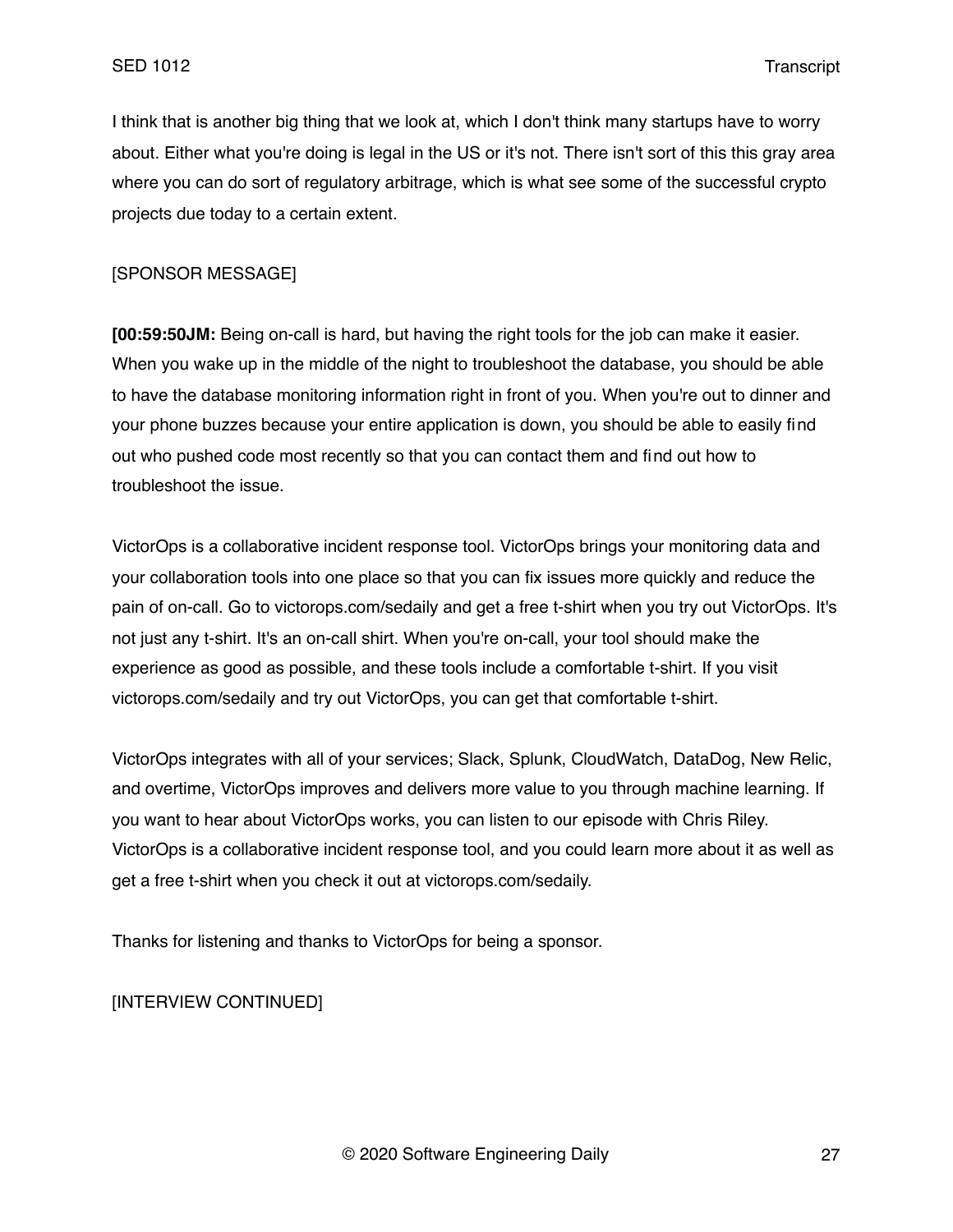I think that is another big thing that we look at, which I don't think many startups have to worry about. Either what you're doing is legal in the US or it's not. There isn't sort of this this gray area where you can do sort of regulatory arbitrage, which is what see some of the successful crypto projects due today to a certain extent.

[SPONSOR MESSAGE]

**[00:59:50JM:** Being on-call is hard, but having the right tools for the job can make it easier. When you wake up in the middle of the night to troubleshoot the database, you should be able to have the database monitoring information right in front of you. When you're out to dinner and your phone buzzes because your entire application is down, you should be able to easily find out who pushed code most recently so that you can contact them and find out how to troubleshoot the issue.

VictorOps is a collaborative incident response tool. VictorOps brings your monitoring data and your collaboration tools into one place so that you can fix issues more quickly and reduce the pain of on-call. Go to victorops.com/sedaily and get a free t-shirt when you try out VictorOps. It's not just any t-shirt. It's an on-call shirt. When you're on-call, your tool should make the experience as good as possible, and these tools include a comfortable t-shirt. If you visit victorops.com/sedaily and try out VictorOps, you can get that comfortable t-shirt.

VictorOps integrates with all of your services; Slack, Splunk, CloudWatch, DataDog, New Relic, and overtime, VictorOps improves and delivers more value to you through machine learning. If you want to hear about VictorOps works, you can listen to our episode with Chris Riley. VictorOps is a collaborative incident response tool, and you could learn more about it as well as get a free t-shirt when you check it out at victorops.com/sedaily.

Thanks for listening and thanks to VictorOps for being a sponsor.

[INTERVIEW CONTINUED]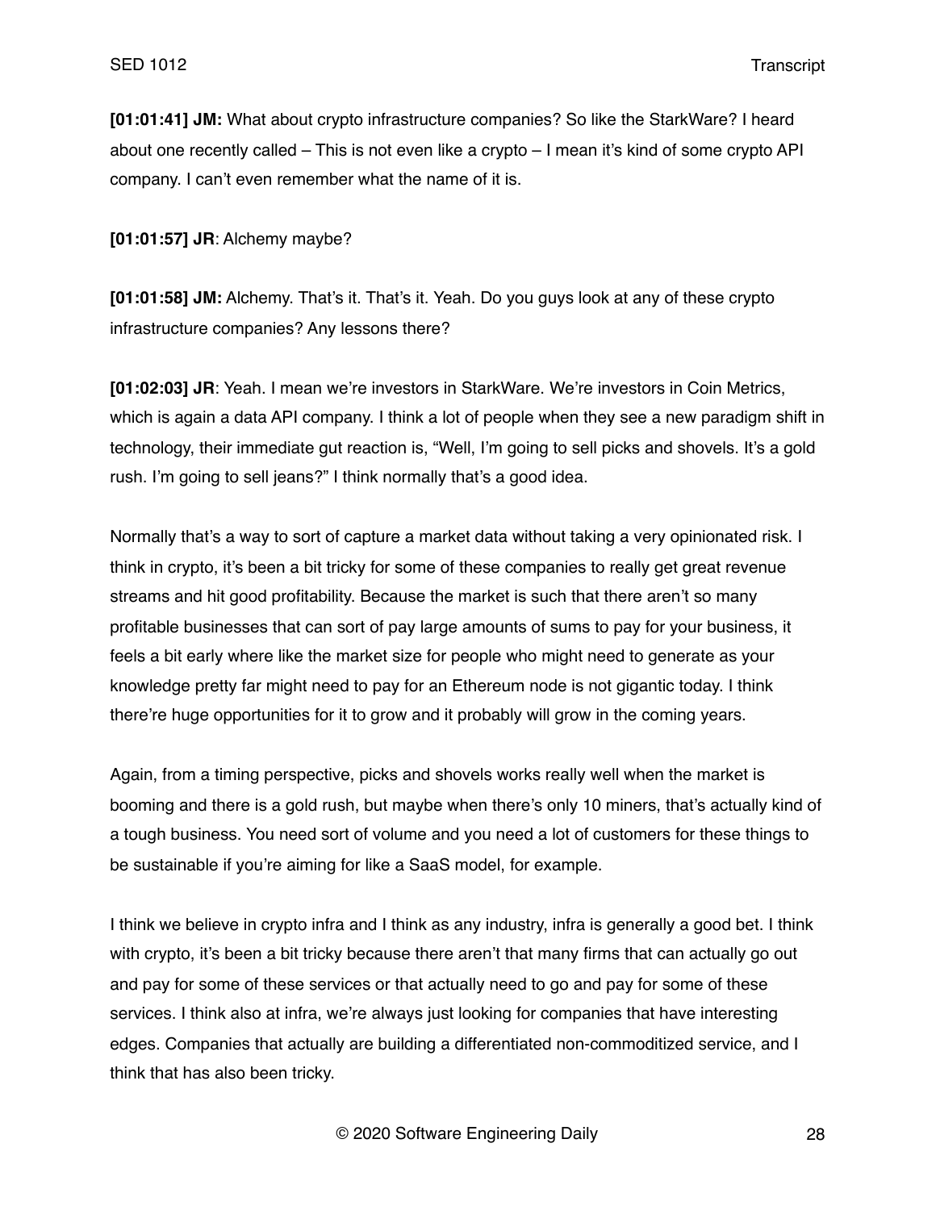**[01:01:41] JM:** What about crypto infrastructure companies? So like the StarkWare? I heard about one recently called – This is not even like a crypto – I mean it's kind of some crypto API company. I can't even remember what the name of it is.

**[01:01:57] JR**: Alchemy maybe?

**[01:01:58] JM:** Alchemy. That's it. That's it. Yeah. Do you guys look at any of these crypto infrastructure companies? Any lessons there?

**[01:02:03] JR**: Yeah. I mean we're investors in StarkWare. We're investors in Coin Metrics, which is again a data API company. I think a lot of people when they see a new paradigm shift in technology, their immediate gut reaction is, "Well, I'm going to sell picks and shovels. It's a gold rush. I'm going to sell jeans?" I think normally that's a good idea.

Normally that's a way to sort of capture a market data without taking a very opinionated risk. I think in crypto, it's been a bit tricky for some of these companies to really get great revenue streams and hit good profitability. Because the market is such that there aren't so many profitable businesses that can sort of pay large amounts of sums to pay for your business, it feels a bit early where like the market size for people who might need to generate as your knowledge pretty far might need to pay for an Ethereum node is not gigantic today. I think there're huge opportunities for it to grow and it probably will grow in the coming years.

Again, from a timing perspective, picks and shovels works really well when the market is booming and there is a gold rush, but maybe when there's only 10 miners, that's actually kind of a tough business. You need sort of volume and you need a lot of customers for these things to be sustainable if you're aiming for like a SaaS model, for example.

I think we believe in crypto infra and I think as any industry, infra is generally a good bet. I think with crypto, it's been a bit tricky because there aren't that many firms that can actually go out and pay for some of these services or that actually need to go and pay for some of these services. I think also at infra, we're always just looking for companies that have interesting edges. Companies that actually are building a differentiated non-commoditized service, and I think that has also been tricky.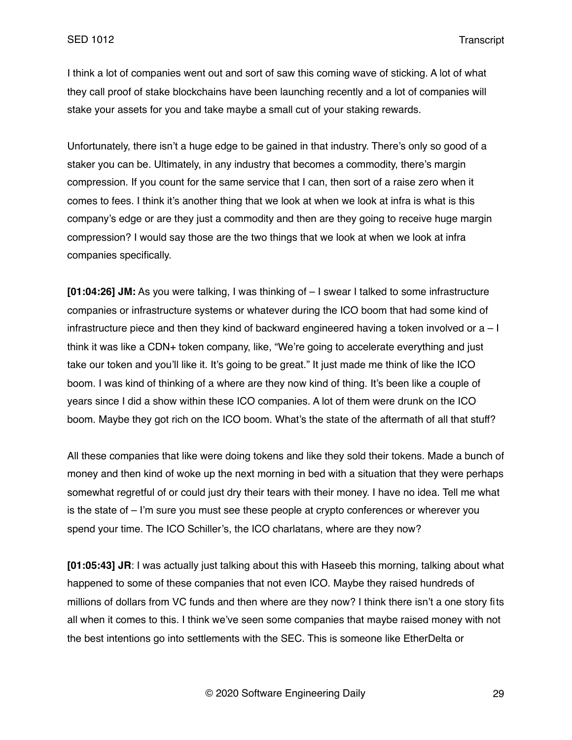I think a lot of companies went out and sort of saw this coming wave of sticking. A lot of what they call proof of stake blockchains have been launching recently and a lot of companies will stake your assets for you and take maybe a small cut of your staking rewards.

Unfortunately, there isn't a huge edge to be gained in that industry. There's only so good of a staker you can be. Ultimately, in any industry that becomes a commodity, there's margin compression. If you count for the same service that I can, then sort of a raise zero when it comes to fees. I think it's another thing that we look at when we look at infra is what is this company's edge or are they just a commodity and then are they going to receive huge margin compression? I would say those are the two things that we look at when we look at infra companies specifically.

**[01:04:26] JM:** As you were talking, I was thinking of – I swear I talked to some infrastructure companies or infrastructure systems or whatever during the ICO boom that had some kind of infrastructure piece and then they kind of backward engineered having a token involved or a – I think it was like a CDN+ token company, like, "We're going to accelerate everything and just take our token and you'll like it. It's going to be great." It just made me think of like the ICO boom. I was kind of thinking of a where are they now kind of thing. It's been like a couple of years since I did a show within these ICO companies. A lot of them were drunk on the ICO boom. Maybe they got rich on the ICO boom. What's the state of the aftermath of all that stuff?

All these companies that like were doing tokens and like they sold their tokens. Made a bunch of money and then kind of woke up the next morning in bed with a situation that they were perhaps somewhat regretful of or could just dry their tears with their money. I have no idea. Tell me what is the state of – I'm sure you must see these people at crypto conferences or wherever you spend your time. The ICO Schiller's, the ICO charlatans, where are they now?

**[01:05:43] JR**: I was actually just talking about this with Haseeb this morning, talking about what happened to some of these companies that not even ICO. Maybe they raised hundreds of millions of dollars from VC funds and then where are they now? I think there isn't a one story fits all when it comes to this. I think we've seen some companies that maybe raised money with not the best intentions go into settlements with the SEC. This is someone like EtherDelta or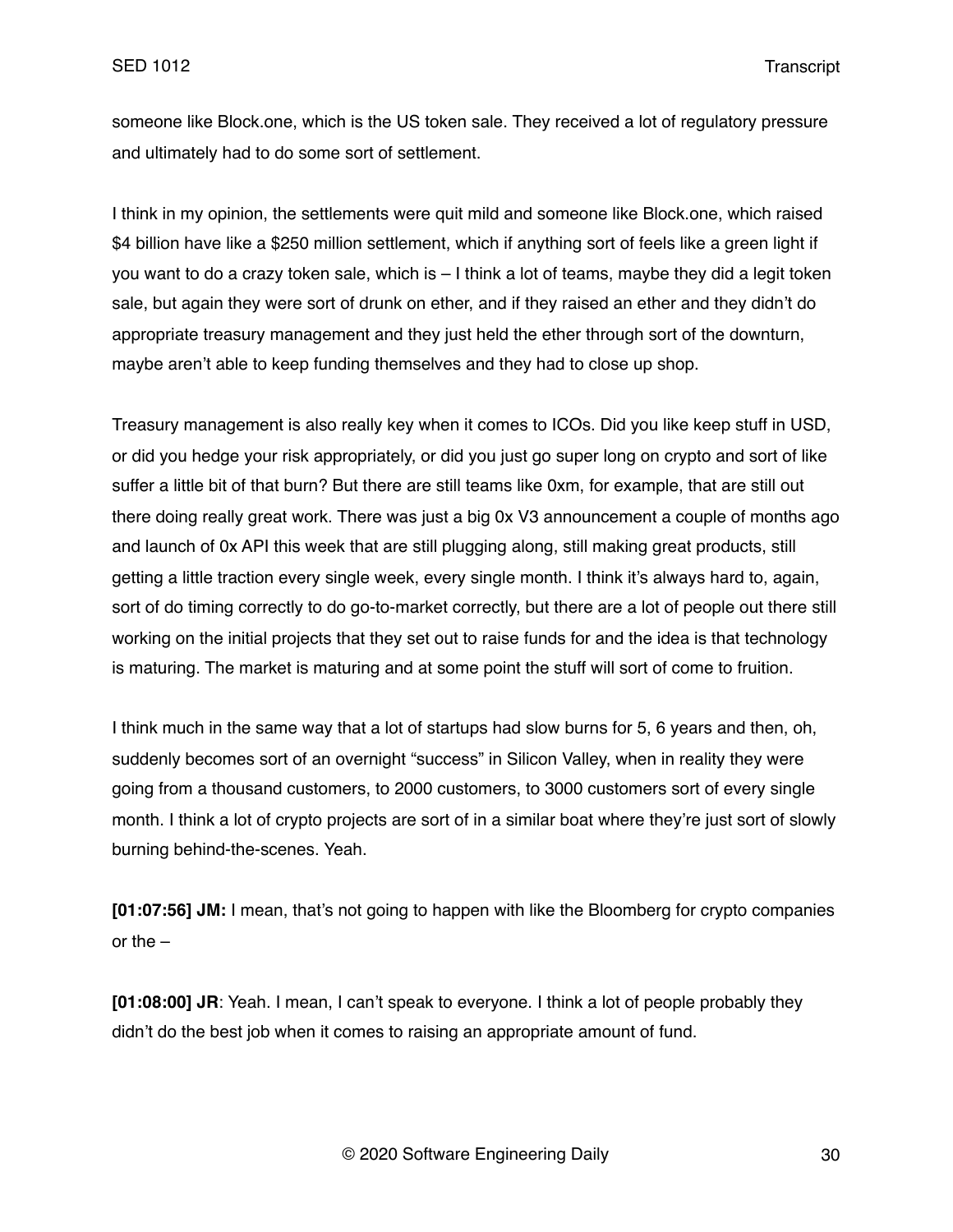someone like Block.one, which is the US token sale. They received a lot of regulatory pressure and ultimately had to do some sort of settlement.

I think in my opinion, the settlements were quit mild and someone like Block.one, which raised $4 billion have like a $250 million settlement, which if anything sort of feels like a green light if you want to do a crazy token sale, which is – I think a lot of teams, maybe they did a legit token sale, but again they were sort of drunk on ether, and if they raised an ether and they didn't do appropriate treasury management and they just held the ether through sort of the downturn, maybe aren't able to keep funding themselves and they had to close up shop.

Treasury management is also really key when it comes to ICOs. Did you like keep stuff in USD, or did you hedge your risk appropriately, or did you just go super long on crypto and sort of like suffer a little bit of that burn? But there are still teams like 0xm, for example, that are still out there doing really great work. There was just a big 0x V3 announcement a couple of months ago and launch of 0x API this week that are still plugging along, still making great products, still getting a little traction every single week, every single month. I think it's always hard to, again, sort of do timing correctly to do go-to-market correctly, but there are a lot of people out there still working on the initial projects that they set out to raise funds for and the idea is that technology is maturing. The market is maturing and at some point the stuff will sort of come to fruition.

I think much in the same way that a lot of startups had slow burns for 5, 6 years and then, oh, suddenly becomes sort of an overnight "success" in Silicon Valley, when in reality they were going from a thousand customers, to 2000 customers, to 3000 customers sort of every single month. I think a lot of crypto projects are sort of in a similar boat where they're just sort of slowly burning behind-the-scenes. Yeah.

**[01:07:56] JM:** I mean, that's not going to happen with like the Bloomberg for crypto companies or the –

**[01:08:00] JR**: Yeah. I mean, I can't speak to everyone. I think a lot of people probably they didn't do the best job when it comes to raising an appropriate amount of fund.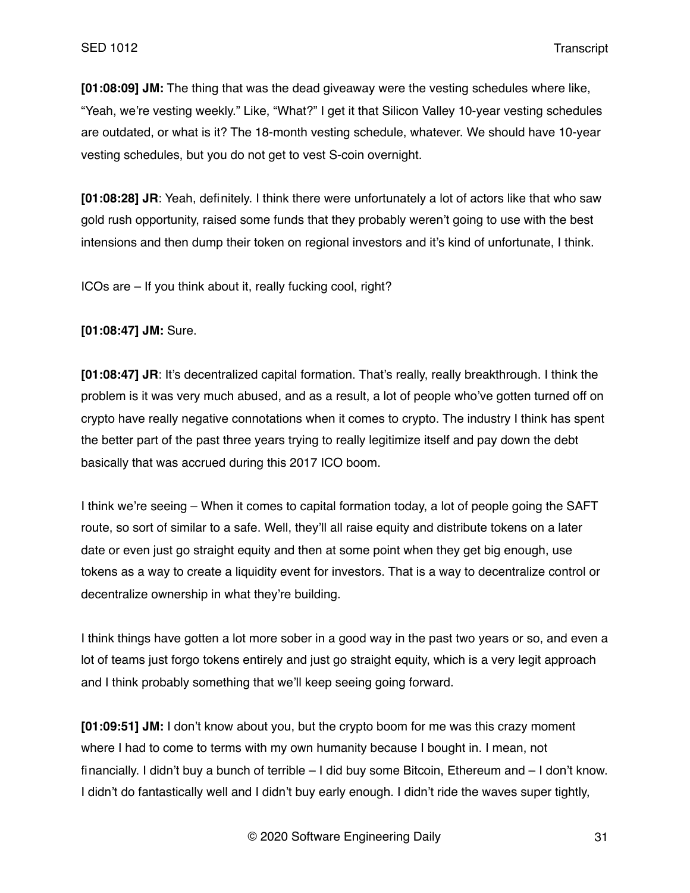**[01:08:09] JM:** The thing that was the dead giveaway were the vesting schedules where like, "Yeah, we're vesting weekly." Like, "What?" I get it that Silicon Valley 10-year vesting schedules are outdated, or what is it? The 18-month vesting schedule, whatever. We should have 10-year vesting schedules, but you do not get to vest S-coin overnight.

**[01:08:28] JR**: Yeah, definitely. I think there were unfortunately a lot of actors like that who saw gold rush opportunity, raised some funds that they probably weren't going to use with the best intensions and then dump their token on regional investors and it's kind of unfortunate, I think.

ICOs are – If you think about it, really fucking cool, right?

**[01:08:47] JM:** Sure.

**[01:08:47] JR**: It's decentralized capital formation. That's really, really breakthrough. I think the problem is it was very much abused, and as a result, a lot of people who've gotten turned off on crypto have really negative connotations when it comes to crypto. The industry I think has spent the better part of the past three years trying to really legitimize itself and pay down the debt basically that was accrued during this 2017 ICO boom.

I think we're seeing – When it comes to capital formation today, a lot of people going the SAFT route, so sort of similar to a safe. Well, they'll all raise equity and distribute tokens on a later date or even just go straight equity and then at some point when they get big enough, use tokens as a way to create a liquidity event for investors. That is a way to decentralize control or decentralize ownership in what they're building.

I think things have gotten a lot more sober in a good way in the past two years or so, and even a lot of teams just forgo tokens entirely and just go straight equity, which is a very legit approach and I think probably something that we'll keep seeing going forward.

**[01:09:51] JM:** I don't know about you, but the crypto boom for me was this crazy moment where I had to come to terms with my own humanity because I bought in. I mean, not financially. I didn't buy a bunch of terrible – I did buy some Bitcoin, Ethereum and – I don't know. I didn't do fantastically well and I didn't buy early enough. I didn't ride the waves super tightly,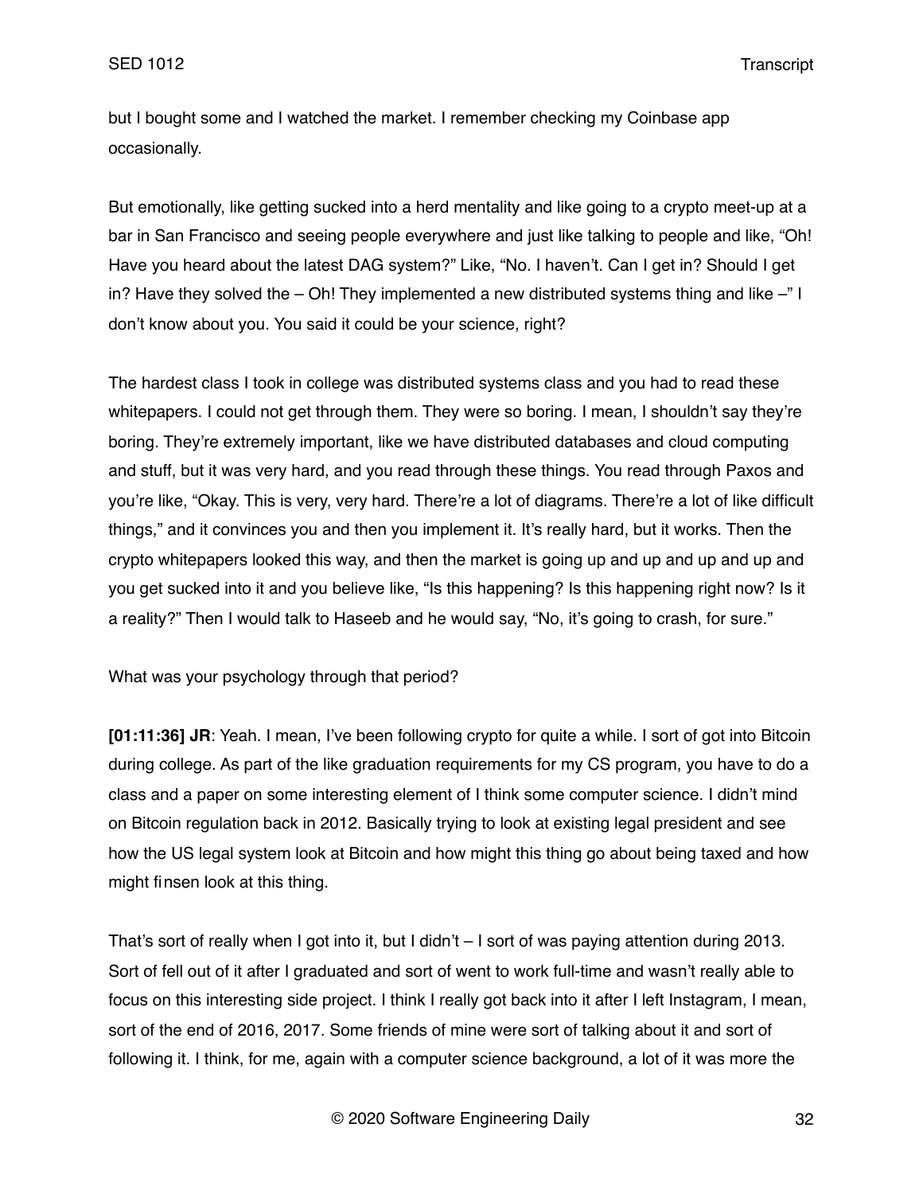but I bought some and I watched the market. I remember checking my Coinbase app occasionally.

But emotionally, like getting sucked into a herd mentality and like going to a crypto meet-up at a bar in San Francisco and seeing people everywhere and just like talking to people and like, "Oh! Have you heard about the latest DAG system?" Like, "No. I haven't. Can I get in? Should I get in? Have they solved the – Oh! They implemented a new distributed systems thing and like –" I don't know about you. You said it could be your science, right?

The hardest class I took in college was distributed systems class and you had to read these whitepapers. I could not get through them. They were so boring. I mean, I shouldn't say they're boring. They're extremely important, like we have distributed databases and cloud computing and stuff, but it was very hard, and you read through these things. You read through Paxos and you're like, "Okay. This is very, very hard. There're a lot of diagrams. There're a lot of like difficult things," and it convinces you and then you implement it. It's really hard, but it works. Then the crypto whitepapers looked this way, and then the market is going up and up and up and up and you get sucked into it and you believe like, "Is this happening? Is this happening right now? Is it a reality?" Then I would talk to Haseeb and he would say, "No, it's going to crash, for sure."

What was your psychology through that period?

**[01:11:36] JR**: Yeah. I mean, I've been following crypto for quite a while. I sort of got into Bitcoin during college. As part of the like graduation requirements for my CS program, you have to do a class and a paper on some interesting element of I think some computer science. I didn't mind on Bitcoin regulation back in 2012. Basically trying to look at existing legal president and see how the US legal system look at Bitcoin and how might this thing go about being taxed and how might finsen look at this thing.

That's sort of really when I got into it, but I didn't – I sort of was paying attention during 2013. Sort of fell out of it after I graduated and sort of went to work full-time and wasn't really able to focus on this interesting side project. I think I really got back into it after I left Instagram, I mean, sort of the end of 2016, 2017. Some friends of mine were sort of talking about it and sort of following it. I think, for me, again with a computer science background, a lot of it was more the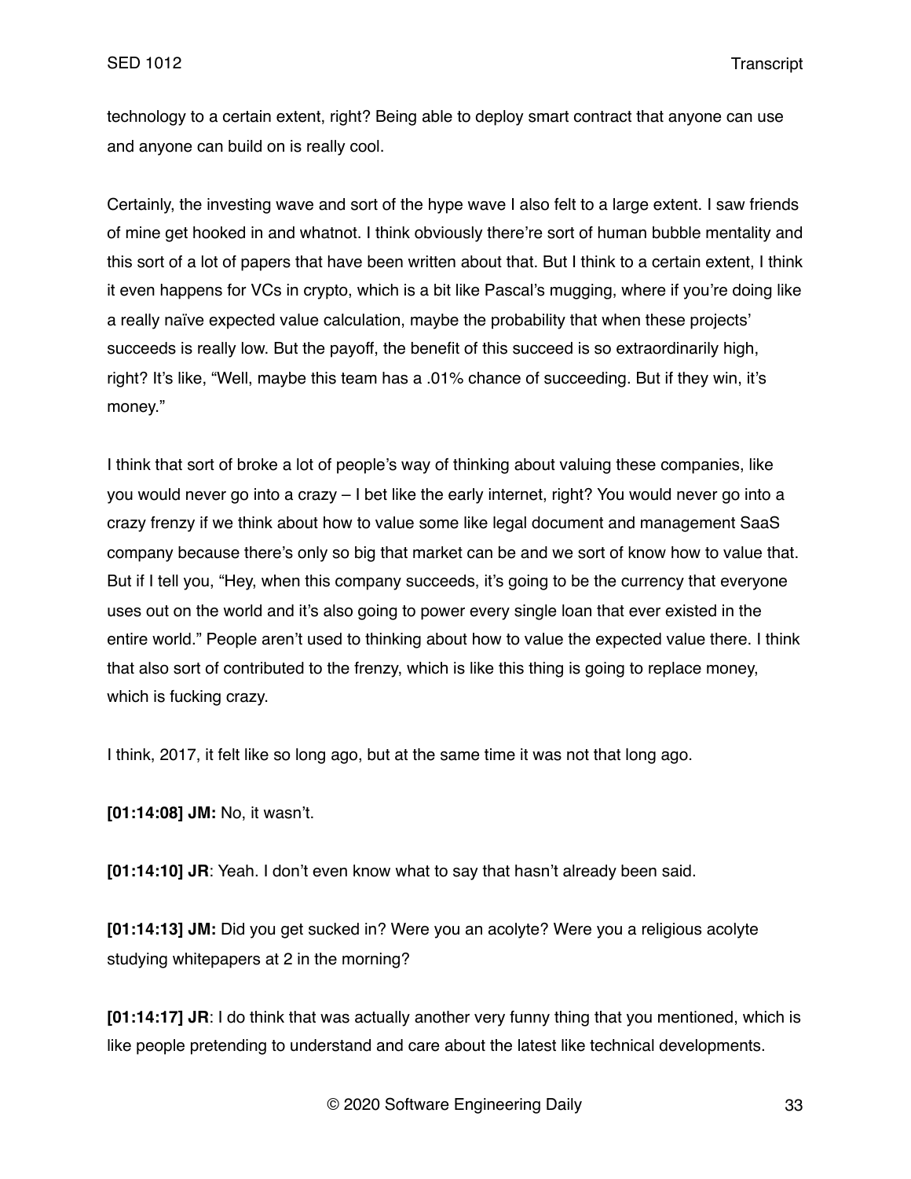technology to a certain extent, right? Being able to deploy smart contract that anyone can use and anyone can build on is really cool.

Certainly, the investing wave and sort of the hype wave I also felt to a large extent. I saw friends of mine get hooked in and whatnot. I think obviously there're sort of human bubble mentality and this sort of a lot of papers that have been written about that. But I think to a certain extent, I think it even happens for VCs in crypto, which is a bit like Pascal's mugging, where if you're doing like a really naïve expected value calculation, maybe the probability that when these projects' succeeds is really low. But the payoff, the benefit of this succeed is so extraordinarily high, right? It's like, "Well, maybe this team has a .01% chance of succeeding. But if they win, it's money."

I think that sort of broke a lot of people's way of thinking about valuing these companies, like you would never go into a crazy – I bet like the early internet, right? You would never go into a crazy frenzy if we think about how to value some like legal document and management SaaS company because there's only so big that market can be and we sort of know how to value that. But if I tell you, "Hey, when this company succeeds, it's going to be the currency that everyone uses out on the world and it's also going to power every single loan that ever existed in the entire world." People aren't used to thinking about how to value the expected value there. I think that also sort of contributed to the frenzy, which is like this thing is going to replace money, which is fucking crazy.

I think, 2017, it felt like so long ago, but at the same time it was not that long ago.

**[01:14:08] JM:** No, it wasn't.

**[01:14:10] JR**: Yeah. I don't even know what to say that hasn't already been said.

**[01:14:13] JM:** Did you get sucked in? Were you an acolyte? Were you a religious acolyte studying whitepapers at 2 in the morning?

**[01:14:17] JR**: I do think that was actually another very funny thing that you mentioned, which is like people pretending to understand and care about the latest like technical developments.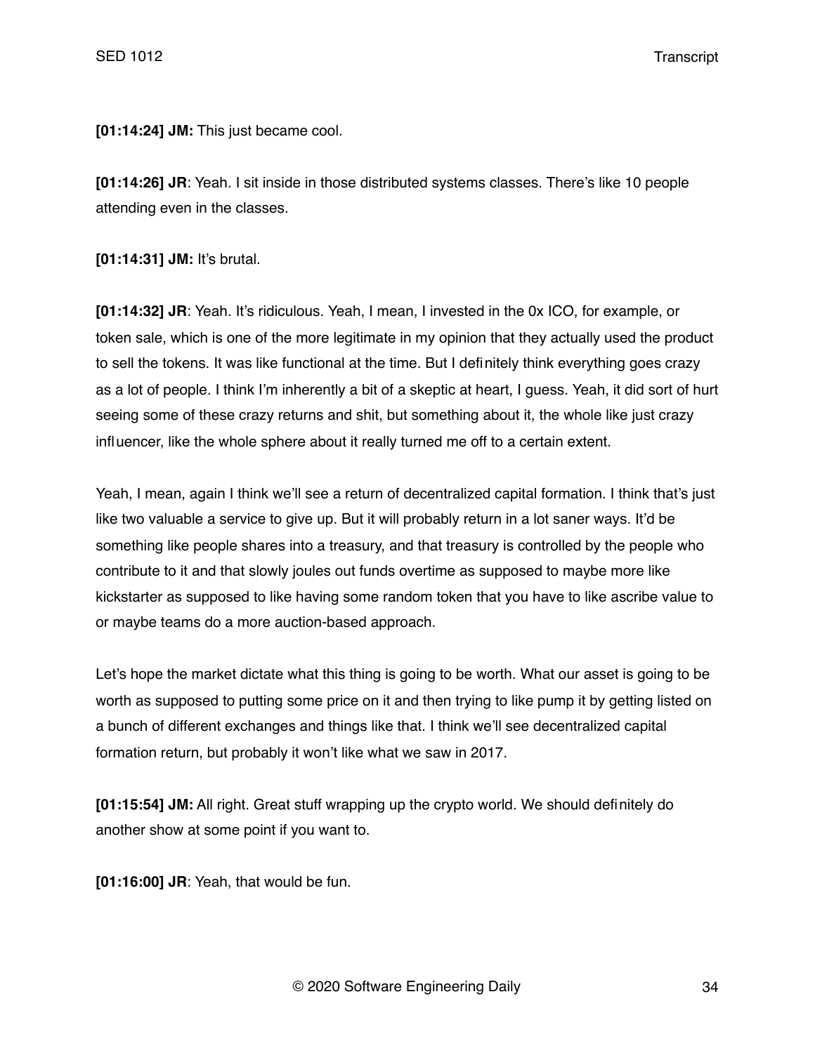**[01:14:24] JM:** This just became cool.

**[01:14:26] JR**: Yeah. I sit inside in those distributed systems classes. There's like 10 people attending even in the classes.

**[01:14:31] JM:** It's brutal.

**[01:14:32] JR**: Yeah. It's ridiculous. Yeah, I mean, I invested in the 0x ICO, for example, or token sale, which is one of the more legitimate in my opinion that they actually used the product to sell the tokens. It was like functional at the time. But I definitely think everything goes crazy as a lot of people. I think I'm inherently a bit of a skeptic at heart, I guess. Yeah, it did sort of hurt seeing some of these crazy returns and shit, but something about it, the whole like just crazy influencer, like the whole sphere about it really turned me off to a certain extent.

Yeah, I mean, again I think we'll see a return of decentralized capital formation. I think that's just like two valuable a service to give up. But it will probably return in a lot saner ways. It'd be something like people shares into a treasury, and that treasury is controlled by the people who contribute to it and that slowly joules out funds overtime as supposed to maybe more like kickstarter as supposed to like having some random token that you have to like ascribe value to or maybe teams do a more auction-based approach.

Let's hope the market dictate what this thing is going to be worth. What our asset is going to be worth as supposed to putting some price on it and then trying to like pump it by getting listed on a bunch of different exchanges and things like that. I think we'll see decentralized capital formation return, but probably it won't like what we saw in 2017.

**[01:15:54] JM:** All right. Great stuff wrapping up the crypto world. We should definitely do another show at some point if you want to.

**[01:16:00] JR**: Yeah, that would be fun.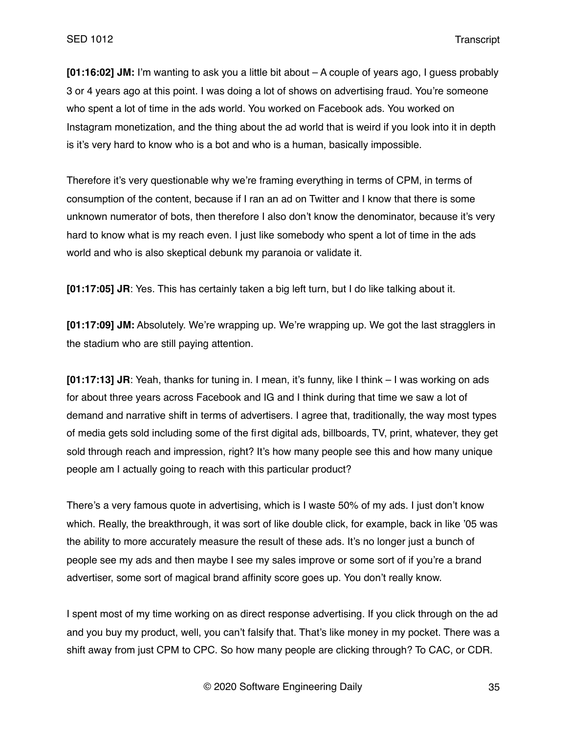**[01:16:02] JM:** I'm wanting to ask you a little bit about – A couple of years ago, I guess probably 3 or 4 years ago at this point. I was doing a lot of shows on advertising fraud. You're someone who spent a lot of time in the ads world. You worked on Facebook ads. You worked on Instagram monetization, and the thing about the ad world that is weird if you look into it in depth is it's very hard to know who is a bot and who is a human, basically impossible.

Therefore it's very questionable why we're framing everything in terms of CPM, in terms of consumption of the content, because if I ran an ad on Twitter and I know that there is some unknown numerator of bots, then therefore I also don't know the denominator, because it's very hard to know what is my reach even. I just like somebody who spent a lot of time in the ads world and who is also skeptical debunk my paranoia or validate it.

**[01:17:05] JR**: Yes. This has certainly taken a big left turn, but I do like talking about it.

**[01:17:09] JM:** Absolutely. We're wrapping up. We're wrapping up. We got the last stragglers in the stadium who are still paying attention.

**[01:17:13] JR**: Yeah, thanks for tuning in. I mean, it's funny, like I think – I was working on ads for about three years across Facebook and IG and I think during that time we saw a lot of demand and narrative shift in terms of advertisers. I agree that, traditionally, the way most types of media gets sold including some of the first digital ads, billboards, TV, print, whatever, they get sold through reach and impression, right? It's how many people see this and how many unique people am I actually going to reach with this particular product?

There's a very famous quote in advertising, which is I waste 50% of my ads. I just don't know which. Really, the breakthrough, it was sort of like double click, for example, back in like '05 was the ability to more accurately measure the result of these ads. It's no longer just a bunch of people see my ads and then maybe I see my sales improve or some sort of if you're a brand advertiser, some sort of magical brand affinity score goes up. You don't really know.

I spent most of my time working on as direct response advertising. If you click through on the ad and you buy my product, well, you can't falsify that. That's like money in my pocket. There was a shift away from just CPM to CPC. So how many people are clicking through? To CAC, or CDR.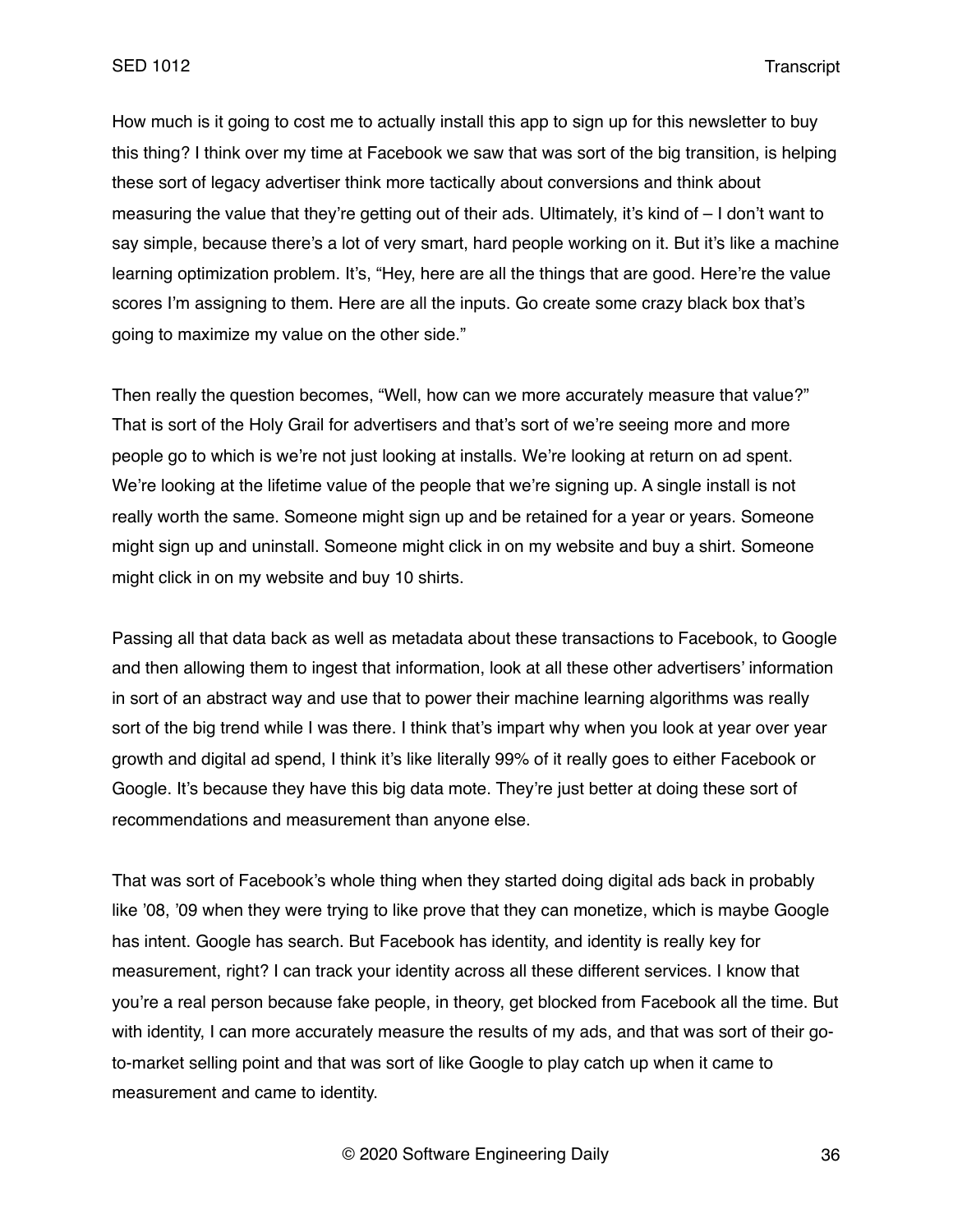How much is it going to cost me to actually install this app to sign up for this newsletter to buy this thing? I think over my time at Facebook we saw that was sort of the big transition, is helping these sort of legacy advertiser think more tactically about conversions and think about measuring the value that they're getting out of their ads. Ultimately, it's kind of – I don't want to say simple, because there's a lot of very smart, hard people working on it. But it's like a machine learning optimization problem. It's, "Hey, here are all the things that are good. Here're the value scores I'm assigning to them. Here are all the inputs. Go create some crazy black box that's going to maximize my value on the other side."

Then really the question becomes, "Well, how can we more accurately measure that value?" That is sort of the Holy Grail for advertisers and that's sort of we're seeing more and more people go to which is we're not just looking at installs. We're looking at return on ad spent. We're looking at the lifetime value of the people that we're signing up. A single install is not really worth the same. Someone might sign up and be retained for a year or years. Someone might sign up and uninstall. Someone might click in on my website and buy a shirt. Someone might click in on my website and buy 10 shirts.

Passing all that data back as well as metadata about these transactions to Facebook, to Google and then allowing them to ingest that information, look at all these other advertisers' information in sort of an abstract way and use that to power their machine learning algorithms was really sort of the big trend while I was there. I think that's impart why when you look at year over year growth and digital ad spend, I think it's like literally 99% of it really goes to either Facebook or Google. It's because they have this big data mote. They're just better at doing these sort of recommendations and measurement than anyone else.

That was sort of Facebook's whole thing when they started doing digital ads back in probably like '08, '09 when they were trying to like prove that they can monetize, which is maybe Google has intent. Google has search. But Facebook has identity, and identity is really key for measurement, right? I can track your identity across all these different services. I know that you're a real person because fake people, in theory, get blocked from Facebook all the time. But with identity, I can more accurately measure the results of my ads, and that was sort of their go-to-market selling point and that was sort of like Google to play catch up when it came to measurement and came to identity.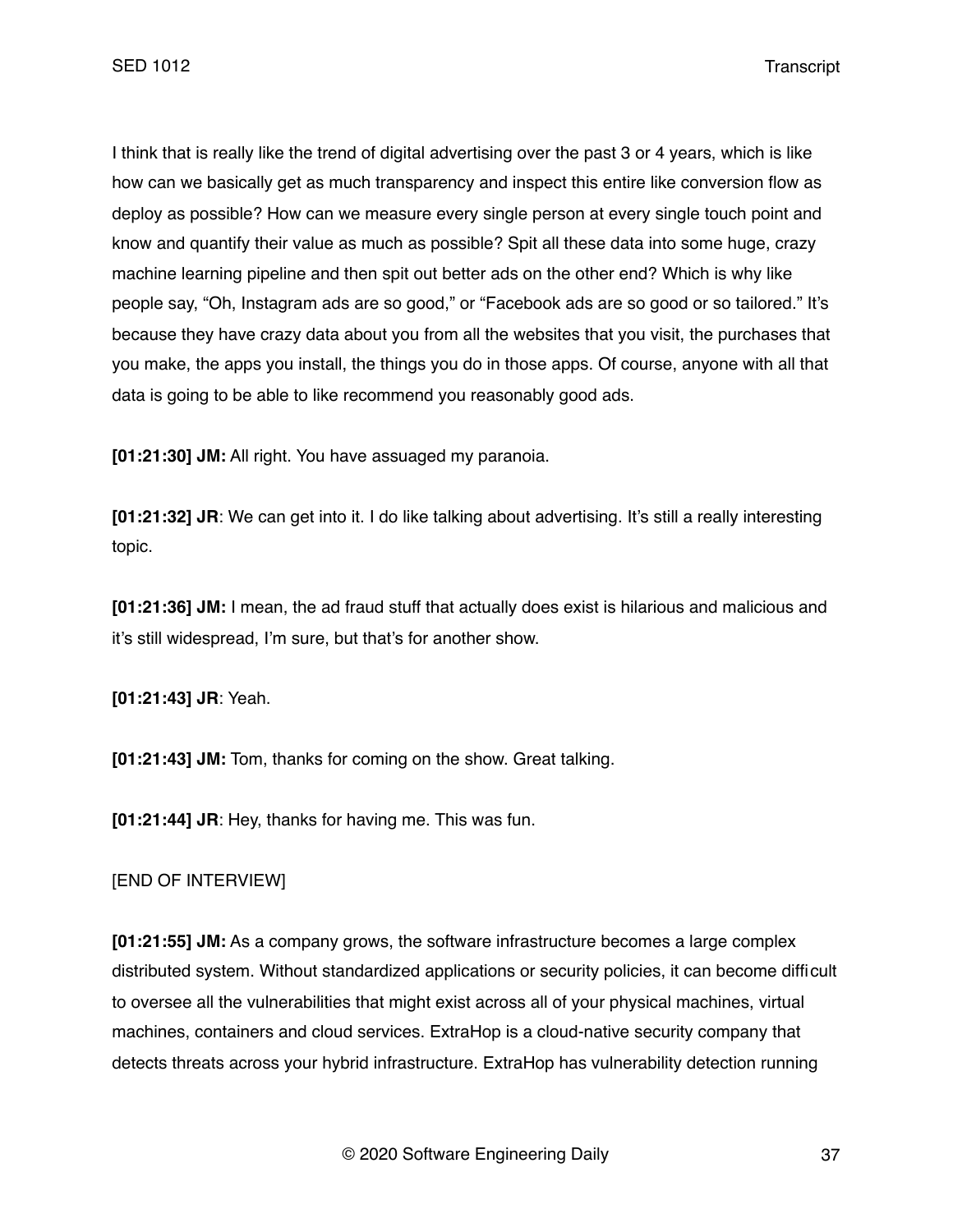I think that is really like the trend of digital advertising over the past 3 or 4 years, which is like how can we basically get as much transparency and inspect this entire like conversion flow as deploy as possible? How can we measure every single person at every single touch point and know and quantify their value as much as possible? Spit all these data into some huge, crazy machine learning pipeline and then spit out better ads on the other end? Which is why like people say, "Oh, Instagram ads are so good," or "Facebook ads are so good or so tailored." It's because they have crazy data about you from all the websites that you visit, the purchases that you make, the apps you install, the things you do in those apps. Of course, anyone with all that data is going to be able to like recommend you reasonably good ads.

**[01:21:30] JM:** All right. You have assuaged my paranoia.

**[01:21:32] JR**: We can get into it. I do like talking about advertising. It's still a really interesting topic.

**[01:21:36] JM:** I mean, the ad fraud stuff that actually does exist is hilarious and malicious and it's still widespread, I'm sure, but that's for another show.

**[01:21:43] JR**: Yeah.

**[01:21:43] JM:** Tom, thanks for coming on the show. Great talking.

**[01:21:44] JR**: Hey, thanks for having me. This was fun.

[END OF INTERVIEW]

**[01:21:55] JM:** As a company grows, the software infrastructure becomes a large complex distributed system. Without standardized applications or security policies, it can become difficult to oversee all the vulnerabilities that might exist across all of your physical machines, virtual machines, containers and cloud services. ExtraHop is a cloud-native security company that detects threats across your hybrid infrastructure. ExtraHop has vulnerability detection running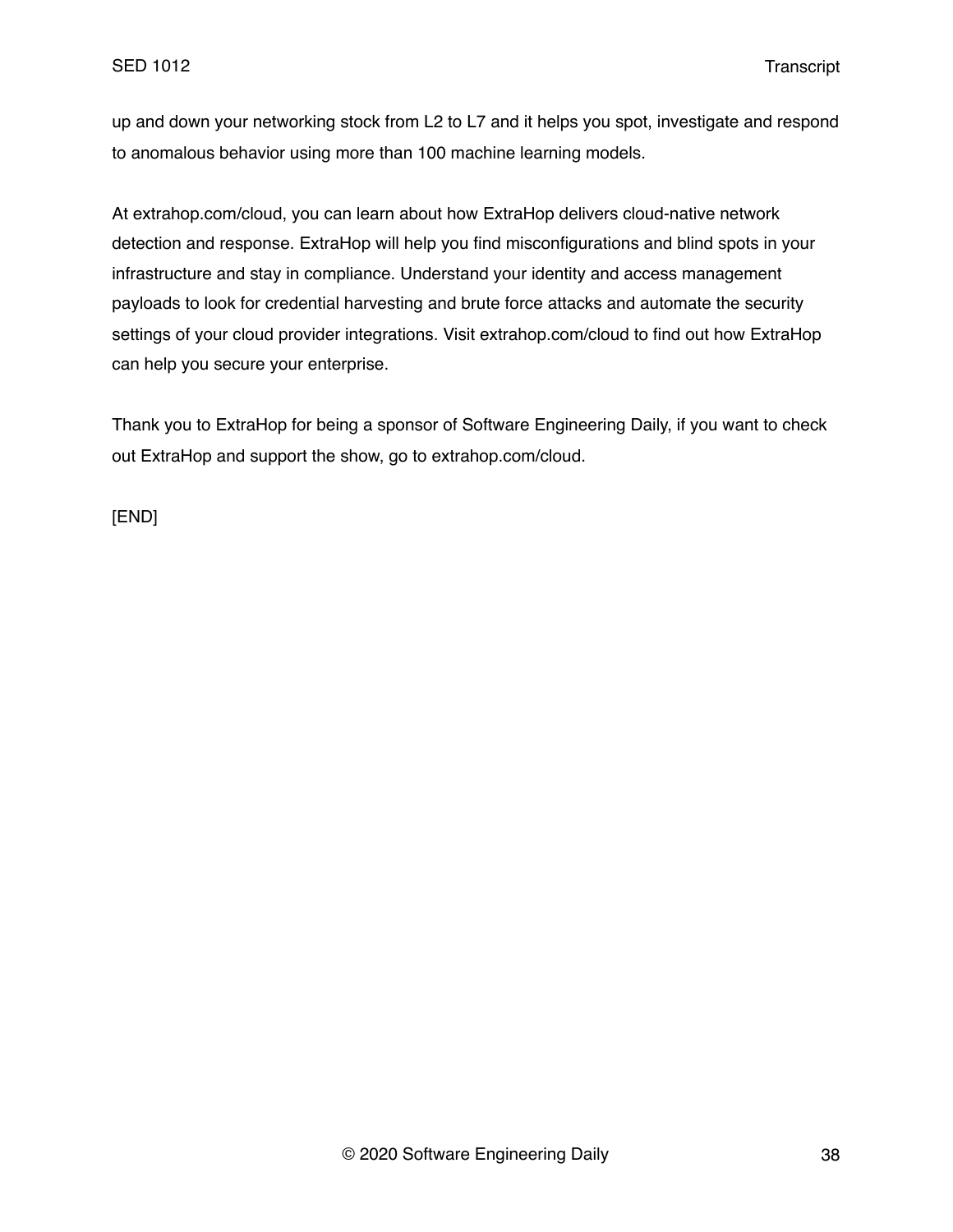up and down your networking stock from L2 to L7 and it helps you spot, investigate and respond to anomalous behavior using more than 100 machine learning models.

At extrahop.com/cloud, you can learn about how ExtraHop delivers cloud-native network detection and response. ExtraHop will help you find misconfigurations and blind spots in your infrastructure and stay in compliance. Understand your identity and access management payloads to look for credential harvesting and brute force attacks and automate the security settings of your cloud provider integrations. Visit extrahop.com/cloud to find out how ExtraHop can help you secure your enterprise.

Thank you to ExtraHop for being a sponsor of Software Engineering Daily, if you want to check out ExtraHop and support the show, go to extrahop.com/cloud.

[END]